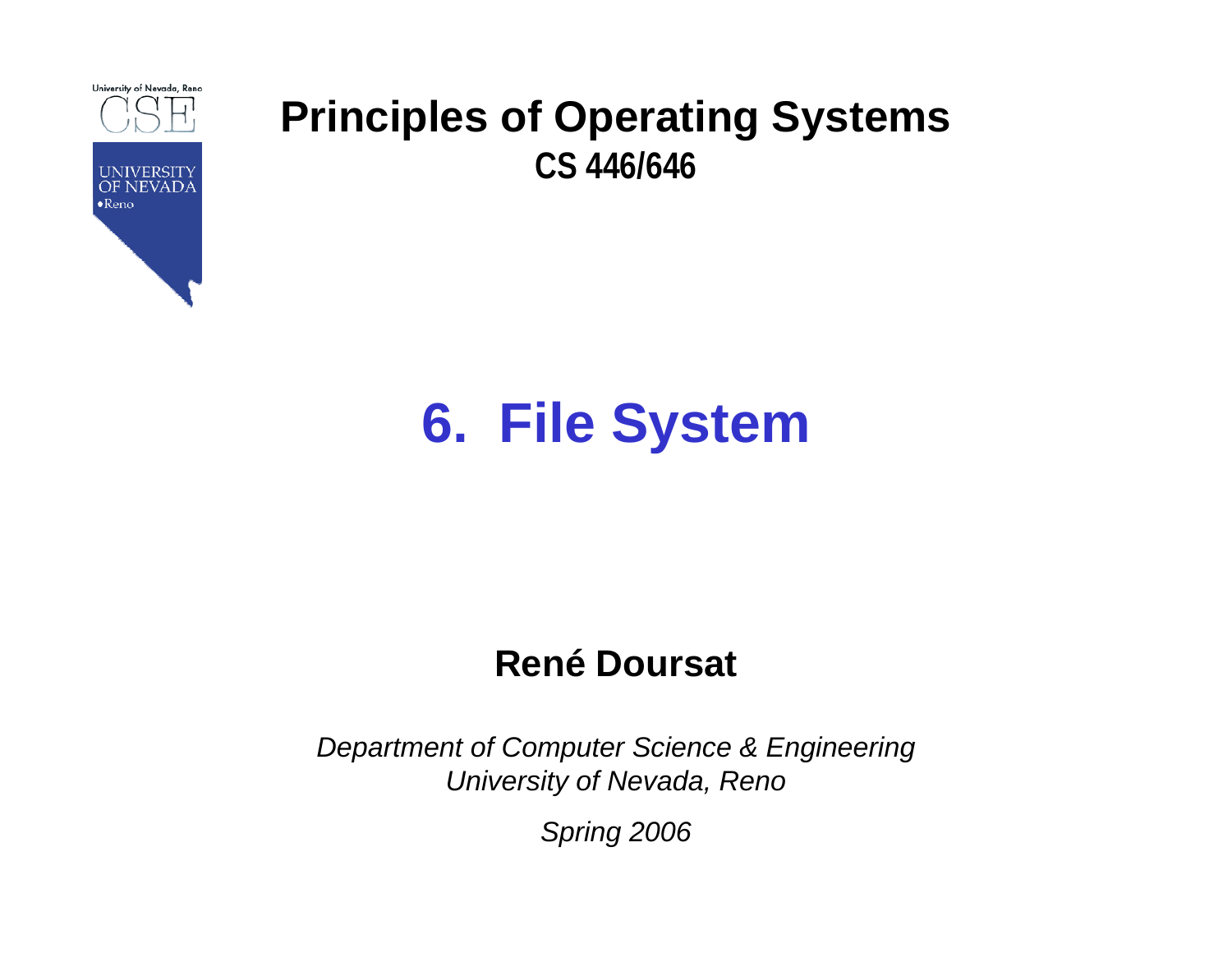University of Nevada, Reno

CSE

UNIVERSITY OF NEVADA • Reno

# Principles of Operating Systems

**CS 446/646**

# 6. File System

**René Doursat**

*Department of Computer Science & Engineering*
*University of Nevada, Reno*

*Spring 2006*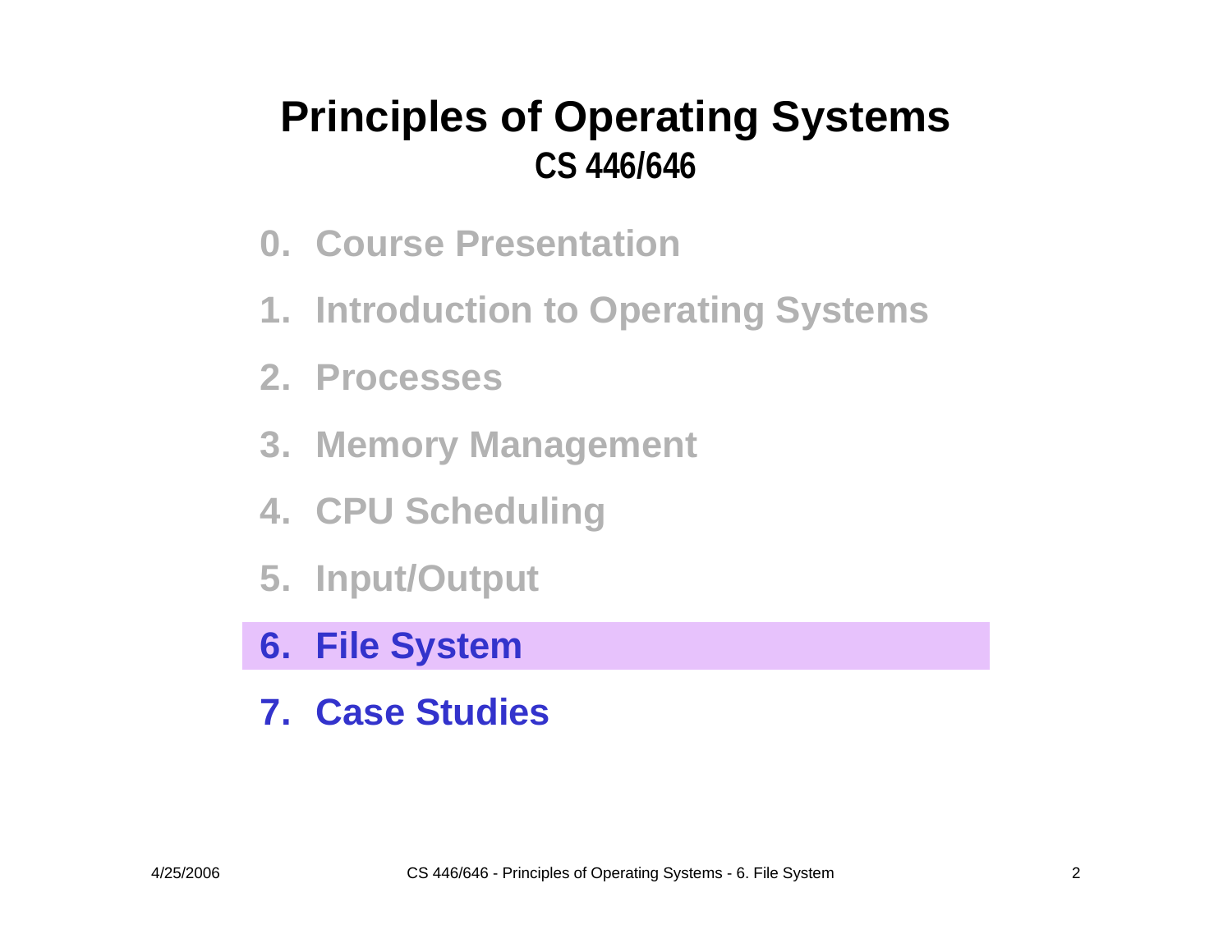# Principles of Operating Systems

## CS 446/646

0. Course Presentation
1. Introduction to Operating Systems
2. Processes
3. Memory Management
4. CPU Scheduling
5. Input/Output
6. **File System**
7. Case Studies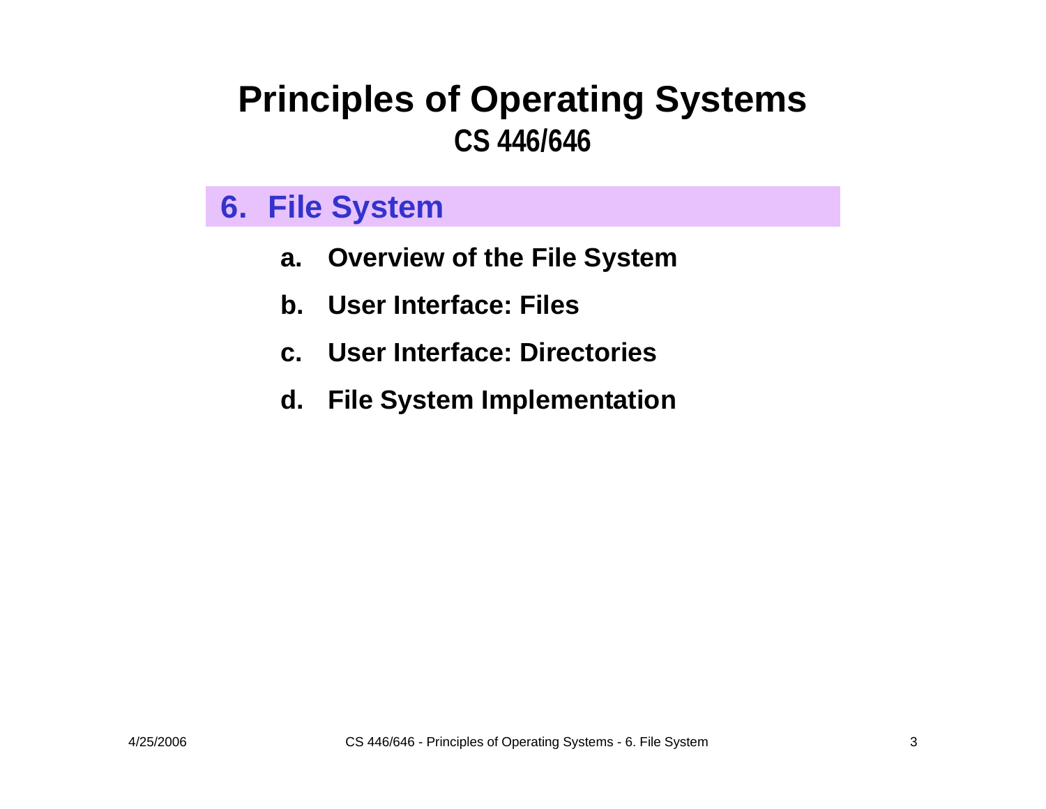# Principles of Operating Systems

## CS 446/646

### 6. File System

a. **Overview of the File System**

b. **User Interface: Files**

c. **User Interface: Directories**

d. **File System Implementation**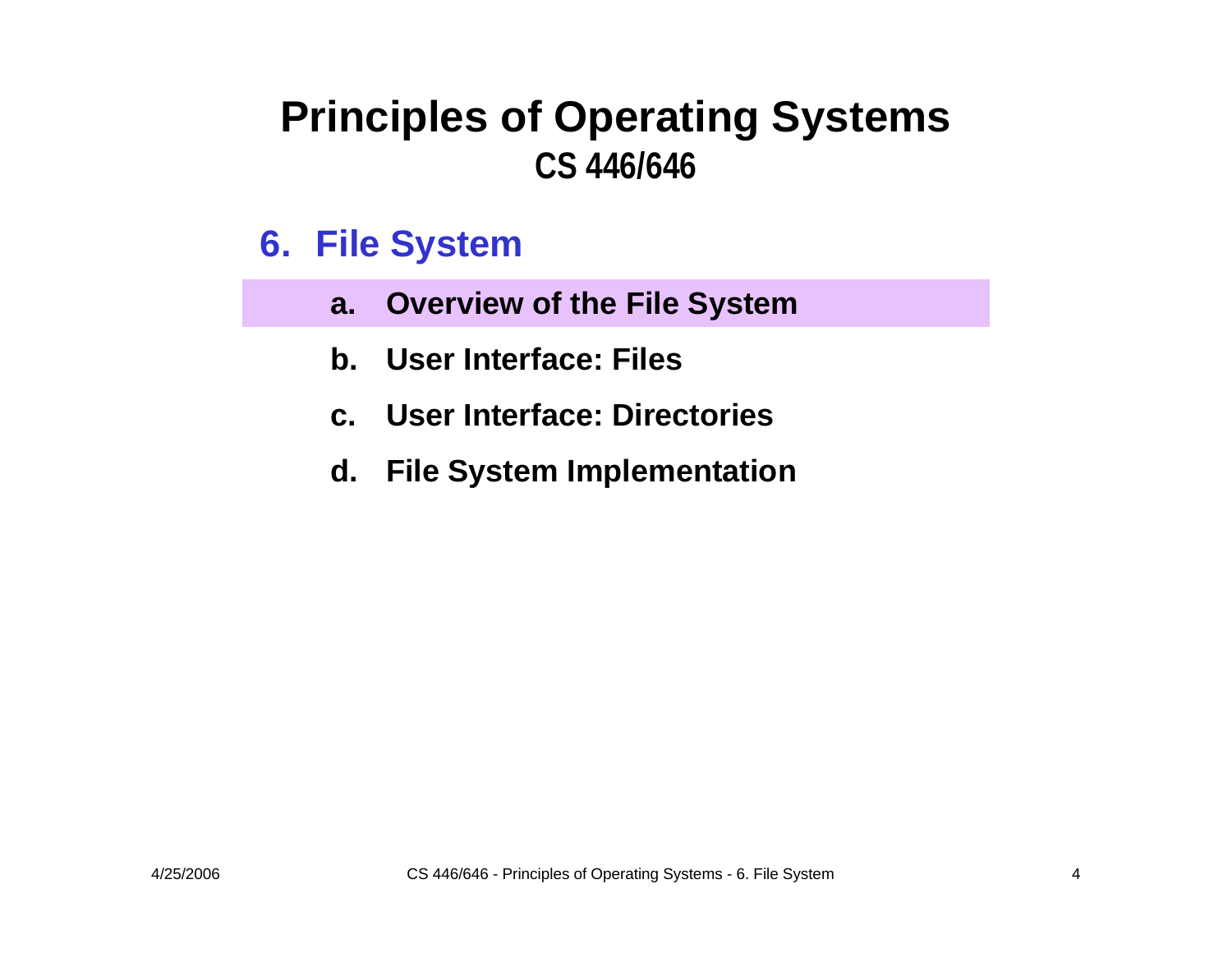# Principles of Operating Systems
## CS 446/646

## 6. File System

a. **Overview of the File System**

b. **User Interface: Files**

c. **User Interface: Directories**

d. **File System Implementation**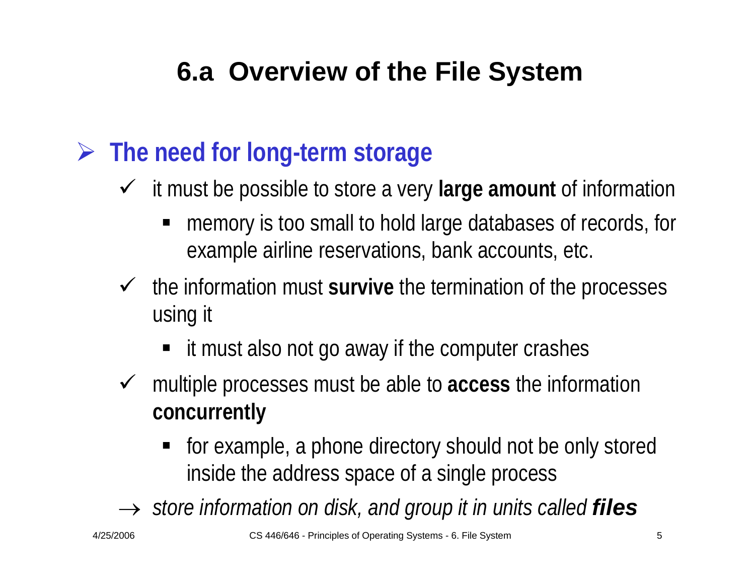# 6.a Overview of the File System

- **The need for long-term storage**
  - it must be possible to store a very **large amount** of information
    - memory is too small to hold large databases of records, for example airline reservations, bank accounts, etc.
  - the information must **survive** the termination of the processes using it
    - it must also not go away if the computer crashes
  - multiple processes must be able to **access** the information **concurrently**
    - for example, a phone directory should not be only stored inside the address space of a single process

→ *store information on disk, and group it in units called* ***files***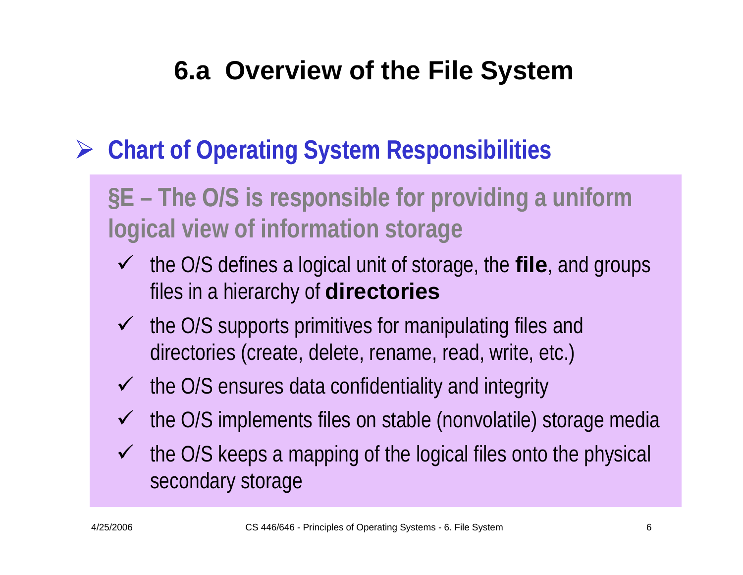# 6.a Overview of the File System

- **Chart of Operating System Responsibilities**

**§E – The O/S is responsible for providing a uniform logical view of information storage**

- ✓ the O/S defines a logical unit of storage, the **file**, and groups files in a hierarchy of **directories**
- ✓ the O/S supports primitives for manipulating files and directories (create, delete, rename, read, write, etc.)
- ✓ the O/S ensures data confidentiality and integrity
- ✓ the O/S implements files on stable (nonvolatile) storage media
- ✓ the O/S keeps a mapping of the logical files onto the physical secondary storage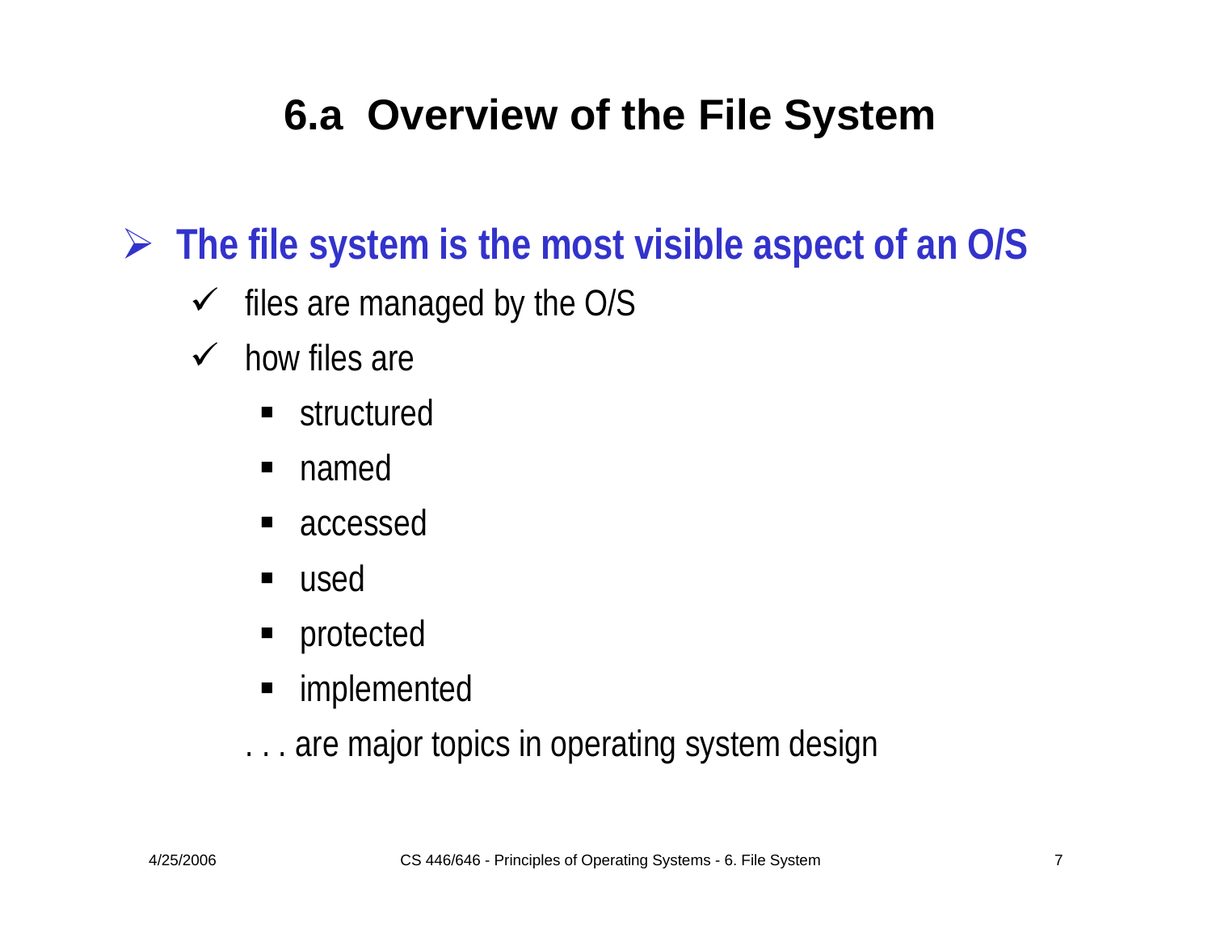# 6.a Overview of the File System

- **The file system is the most visible aspect of an O/S**
  - files are managed by the O/S
  - how files are
    - structured
    - named
    - accessed
    - used
    - protected
    - implemented

  . . . are major topics in operating system design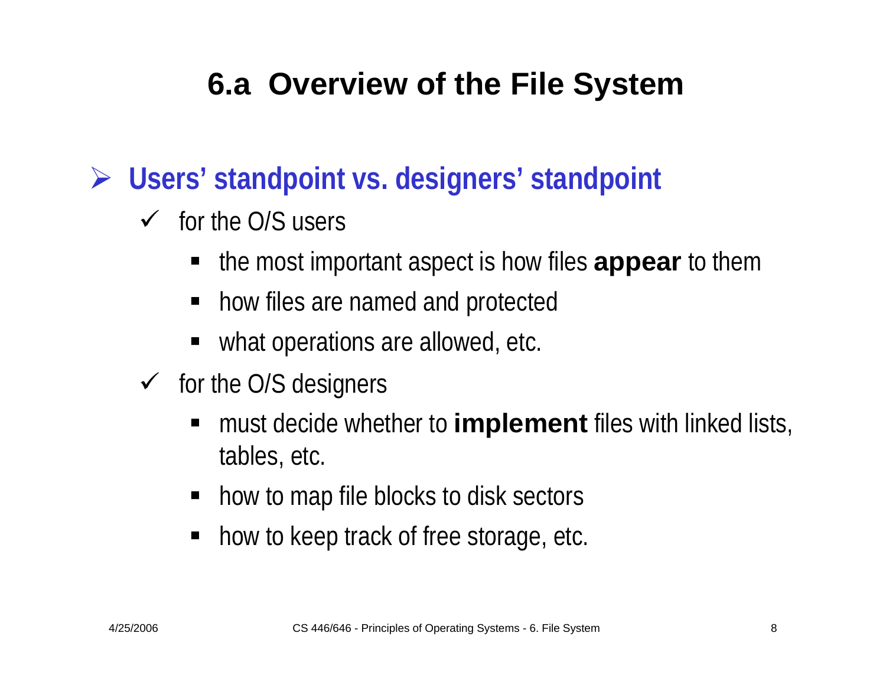# 6.a Overview of the File System

- **Users' standpoint vs. designers' standpoint**
  - for the O/S users
    - the most important aspect is how files **appear** to them
    - how files are named and protected
    - what operations are allowed, etc.
  - for the O/S designers
    - must decide whether to **implement** files with linked lists, tables, etc.
    - how to map file blocks to disk sectors
    - how to keep track of free storage, etc.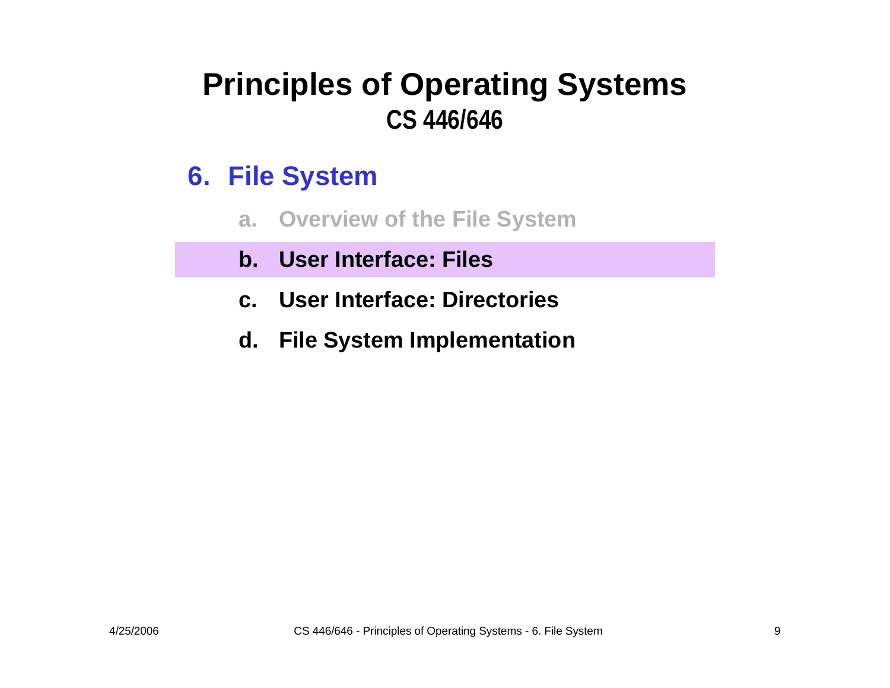# Principles of Operating Systems

## CS 446/646

### 6. File System

a. Overview of the File System

**b. User Interface: Files**

c. User Interface: Directories

d. File System Implementation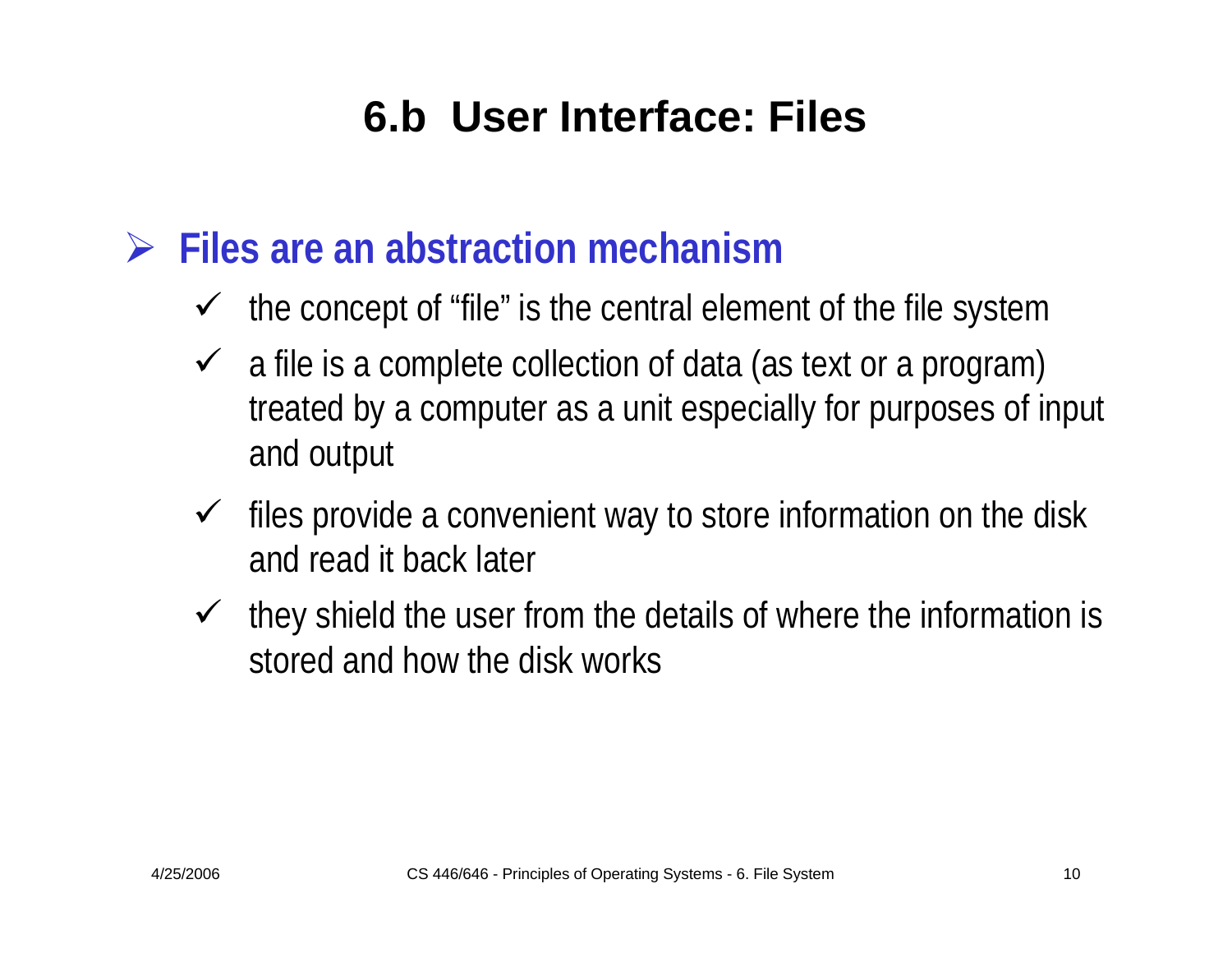# 6.b User Interface: Files

- **Files are an abstraction mechanism**
  - the concept of “file” is the central element of the file system
  - a file is a complete collection of data (as text or a program) treated by a computer as a unit especially for purposes of input and output
  - files provide a convenient way to store information on the disk and read it back later
  - they shield the user from the details of where the information is stored and how the disk works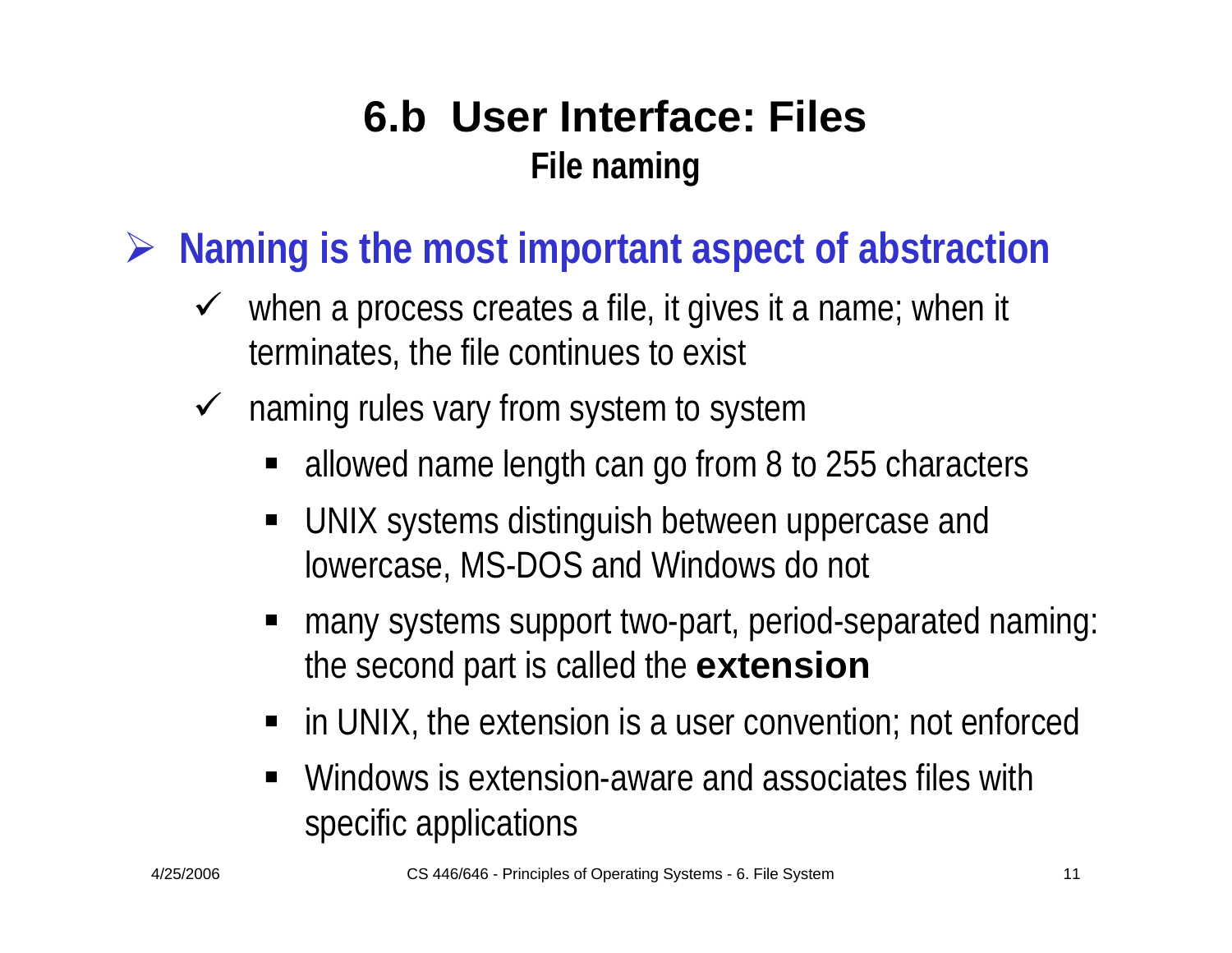# 6.b User Interface: Files

## File naming

- **Naming is the most important aspect of abstraction**
  - when a process creates a file, it gives it a name; when it terminates, the file continues to exist
  - naming rules vary from system to system
    - allowed name length can go from 8 to 255 characters
    - UNIX systems distinguish between uppercase and lowercase, MS-DOS and Windows do not
    - many systems support two-part, period-separated naming: the second part is called the **extension**
    - in UNIX, the extension is a user convention; not enforced
    - Windows is extension-aware and associates files with specific applications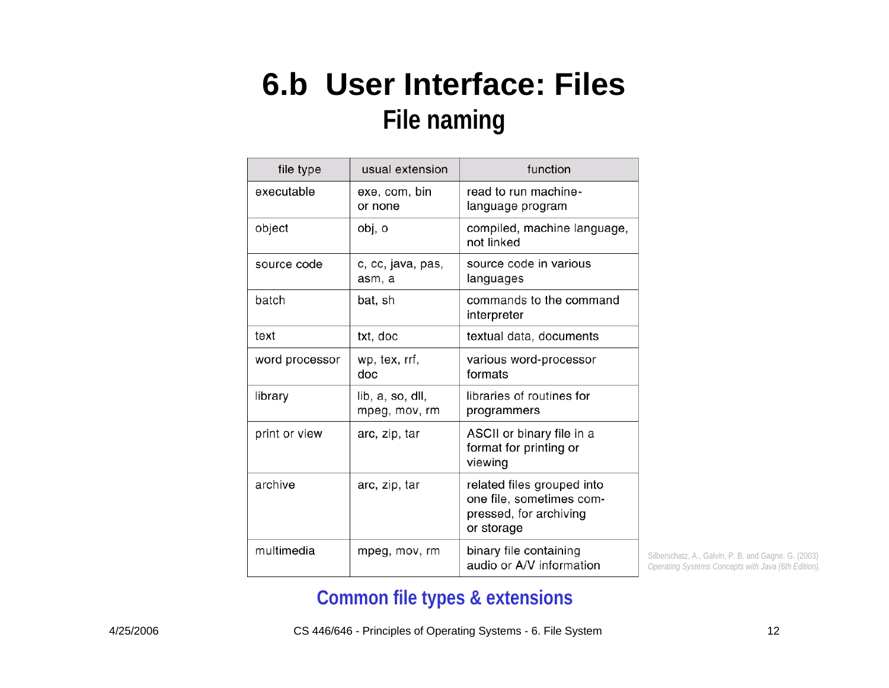# 6.b User Interface: Files

## File naming

| file type | usual extension | function |
|---|---|---|
| executable | exe, com, bin or none | read to run machine-language program |
| object | obj, o | compiled, machine language, not linked |
| source code | c, cc, java, pas, asm, a | source code in various languages |
| batch | bat, sh | commands to the command interpreter |
| text | txt, doc | textual data, documents |
| word processor | wp, tex, rrf, doc | various word-processor formats |
| library | lib, a, so, dll, mpeg, mov, rm | libraries of routines for programmers |
| print or view | arc, zip, tar | ASCII or binary file in a format for printing or viewing |
| archive | arc, zip, tar | related files grouped into one file, sometimes compressed, for archiving or storage |
| multimedia | mpeg, mov, rm | binary file containing audio or A/V information |

Silberschatz, A., Galvin, P. B. and Gagne. G. (2003) *Operating Systems Concepts with Java (6th Edition).*

**Common file types & extensions**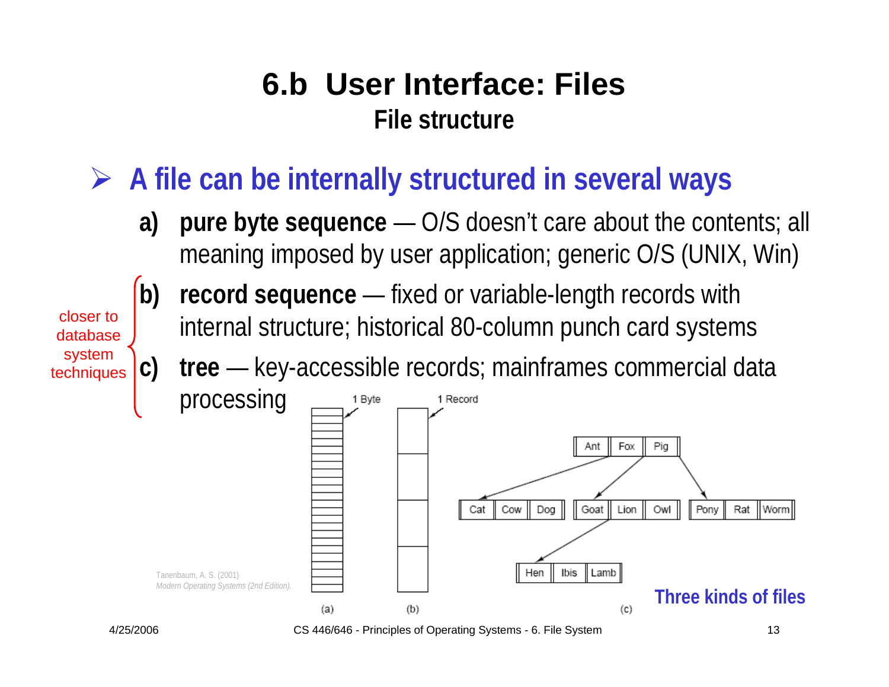# 6.b User Interface: Files

## File structure

- **A file can be internally structured in several ways**
  - **a) pure byte sequence** — O/S doesn't care about the contents; all meaning imposed by user application; generic O/S (UNIX, Win)
  - **b) record sequence** — fixed or variable-length records with internal structure; historical 80-column punch card systems
  - **c) tree** — key-accessible records; mainframes commercial data processing

closer to database system techniques (b, c)

1 Byte

1 Record

Ant | Fox | Pig

Cat | Cow | Dog

Goat | Lion | Owl

Pony | Rat | Worm

Hen | Ibis | Lamb

(a) (b) (c)

Three kinds of files

Tanenbaum, A. S. (2001) *Modern Operating Systems (2nd Edition).*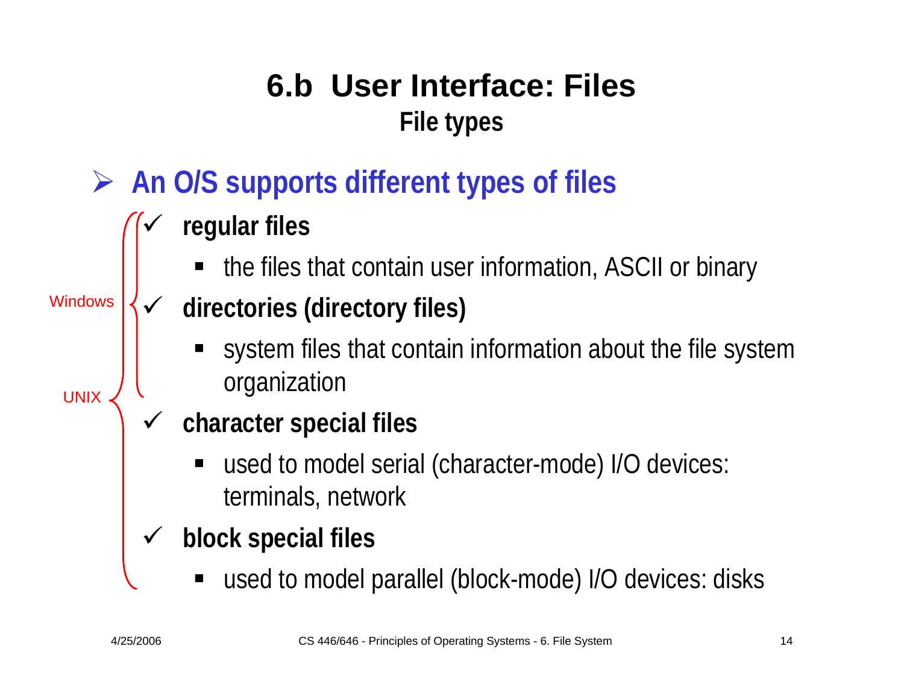# 6.b User Interface: Files

## File types

- **An O/S supports different types of files**
  - **regular files**
    - the files that contain user information, ASCII or binary
  - **directories (directory files)**
    - system files that contain information about the file system organization
  - **character special files**
    - used to model serial (character-mode) I/O devices: terminals, network
  - **block special files**
    - used to model parallel (block-mode) I/O devices: disks

Windows: regular files, directories

UNIX: regular files, directories, character special files, block special files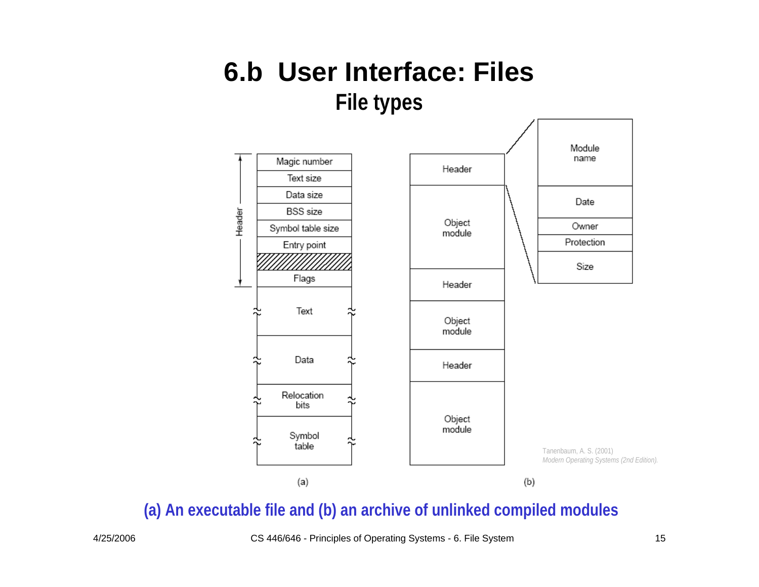# 6.b User Interface: Files

## File types

| Header |
| --- |
| Magic number |
| Text size |
| Data size |
| BSS size |
| Symbol table size |
| Entry point |
| |
| Flags |
| Text |
| Data |
| Relocation bits |
| Symbol table |

(a)

| Archive |
| --- |
| Header |
| Object module |
| Header |
| Object module |
| Header |
| Object module |

| Header contents |
| --- |
| Module name |
| Date |
| Owner |
| Protection |
| Size |

(b)

Tanenbaum, A. S. (2001) *Modern Operating Systems (2nd Edition).*

**(a) An executable file and (b) an archive of unlinked compiled modules**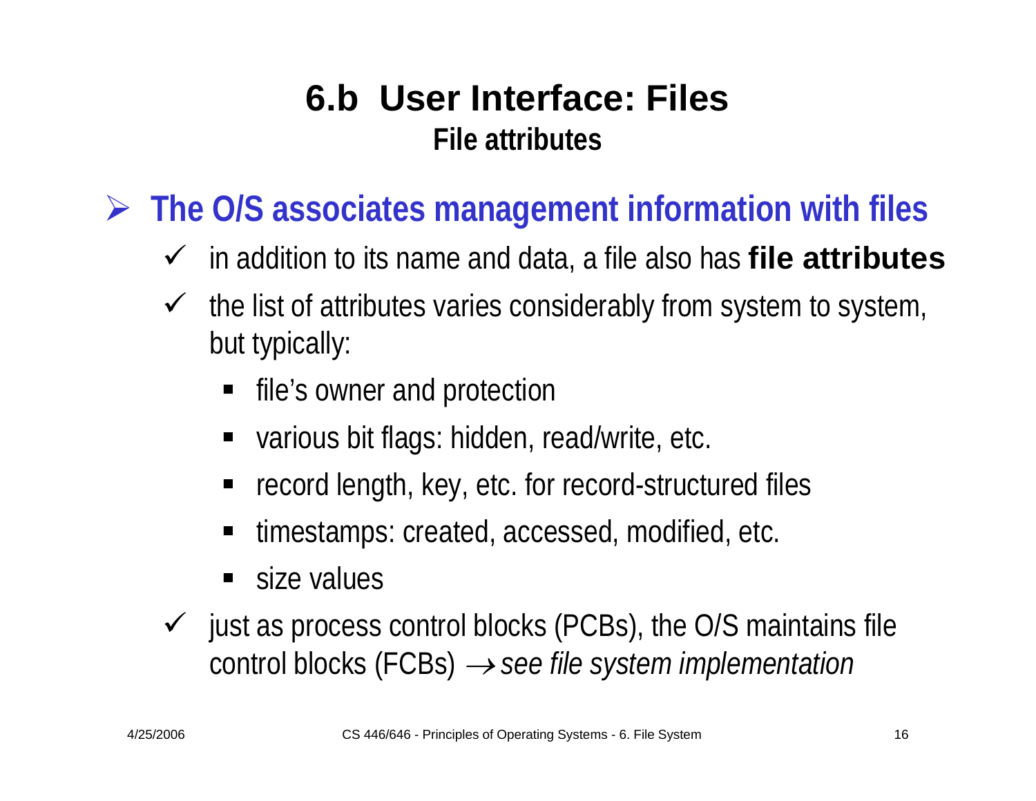# 6.b User Interface: Files

## File attributes

- **The O/S associates management information with files**
  - in addition to its name and data, a file also has **file attributes**
  - the list of attributes varies considerably from system to system, but typically:
    - file's owner and protection
    - various bit flags: hidden, read/write, etc.
    - record length, key, etc. for record-structured files
    - timestamps: created, accessed, modified, etc.
    - size values
  - just as process control blocks (PCBs), the O/S maintains file control blocks (FCBs) $\rightarrow$ *see file system implementation*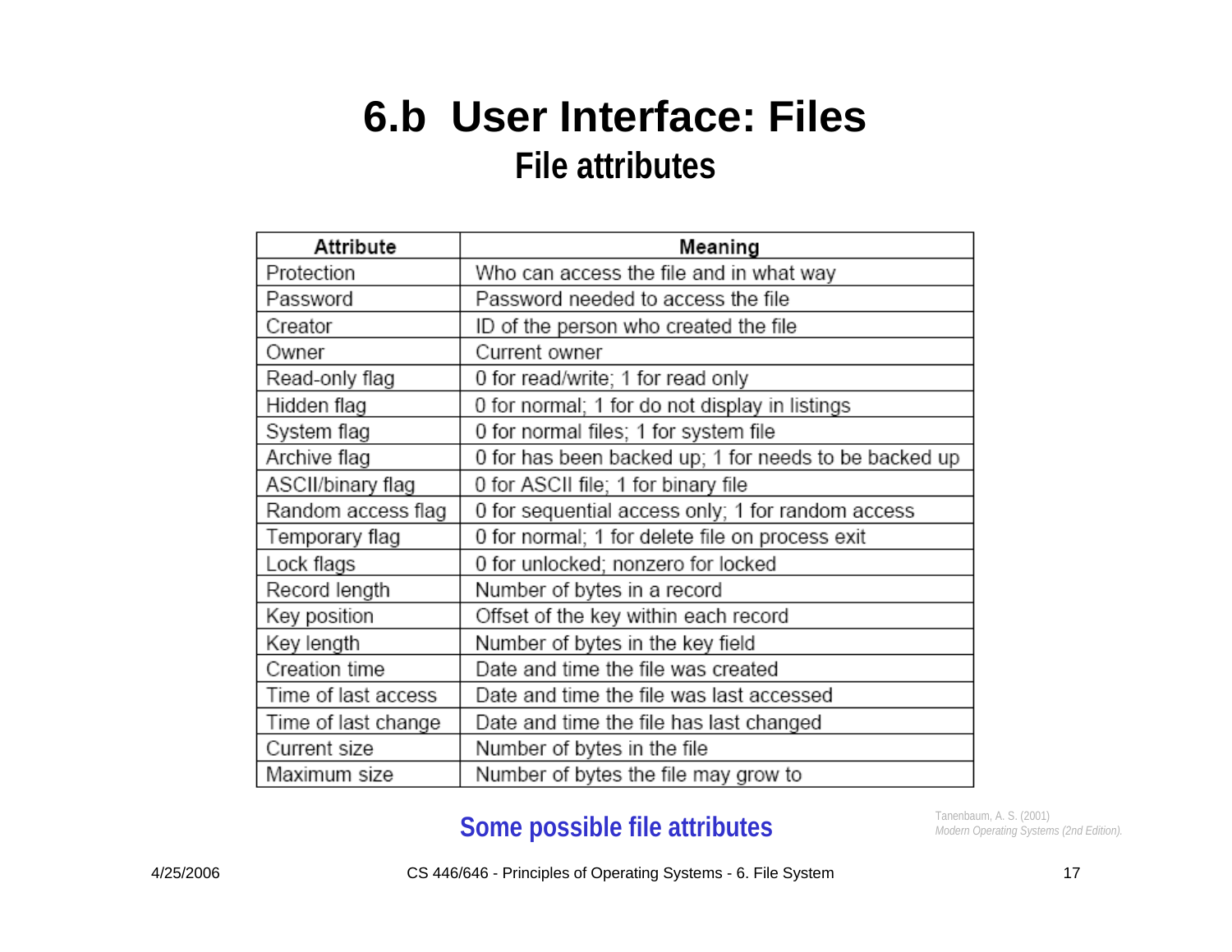# 6.b User Interface: Files

## File attributes

| Attribute | Meaning |
|---|---|
| Protection | Who can access the file and in what way |
| Password | Password needed to access the file |
| Creator | ID of the person who created the file |
| Owner | Current owner |
| Read-only flag | 0 for read/write; 1 for read only |
| Hidden flag | 0 for normal; 1 for do not display in listings |
| System flag | 0 for normal files; 1 for system file |
| Archive flag | 0 for has been backed up; 1 for needs to be backed up |
| ASCII/binary flag | 0 for ASCII file; 1 for binary file |
| Random access flag | 0 for sequential access only; 1 for random access |
| Temporary flag | 0 for normal; 1 for delete file on process exit |
| Lock flags | 0 for unlocked; nonzero for locked |
| Record length | Number of bytes in a record |
| Key position | Offset of the key within each record |
| Key length | Number of bytes in the key field |
| Creation time | Date and time the file was created |
| Time of last access | Date and time the file was last accessed |
| Time of last change | Date and time the file has last changed |
| Current size | Number of bytes in the file |
| Maximum size | Number of bytes the file may grow to |

**Some possible file attributes**

Tanenbaum, A. S. (2001) *Modern Operating Systems (2nd Edition).*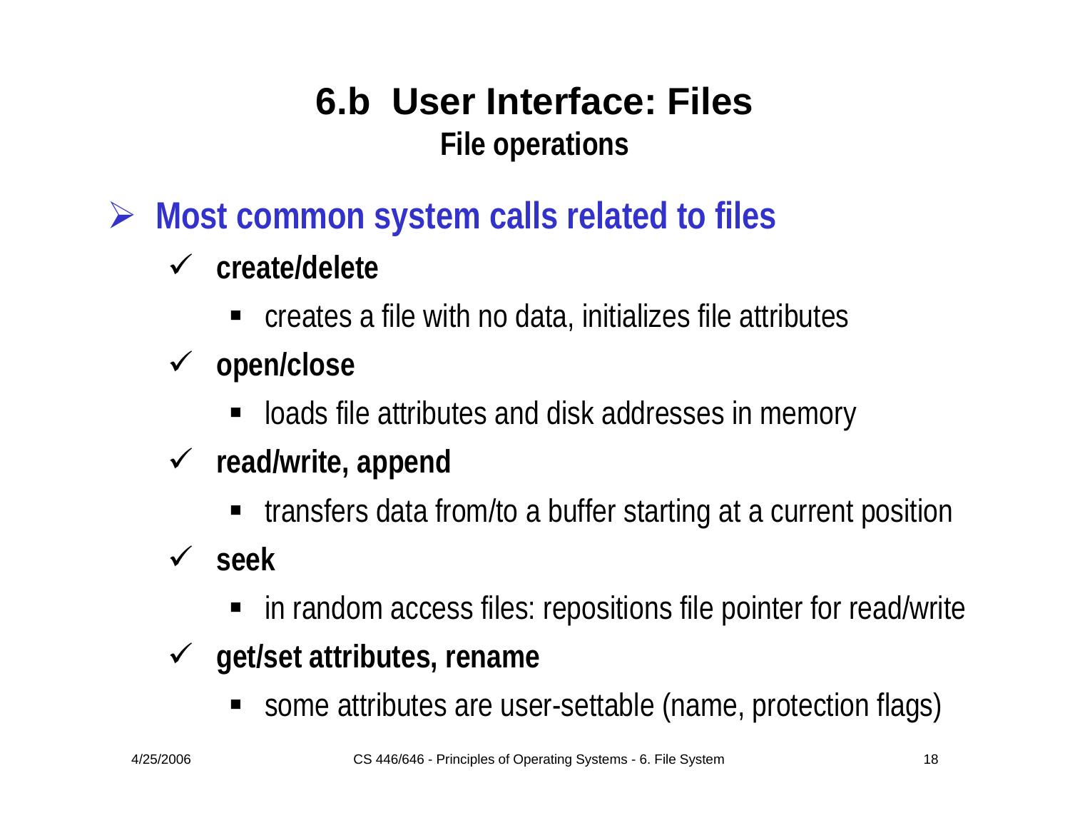# 6.b User Interface: Files

## File operations

- **Most common system calls related to files**
  - **create/delete**
    - creates a file with no data, initializes file attributes
  - **open/close**
    - loads file attributes and disk addresses in memory
  - **read/write, append**
    - transfers data from/to a buffer starting at a current position
  - **seek**
    - in random access files: repositions file pointer for read/write
  - **get/set attributes, rename**
    - some attributes are user-settable (name, protection flags)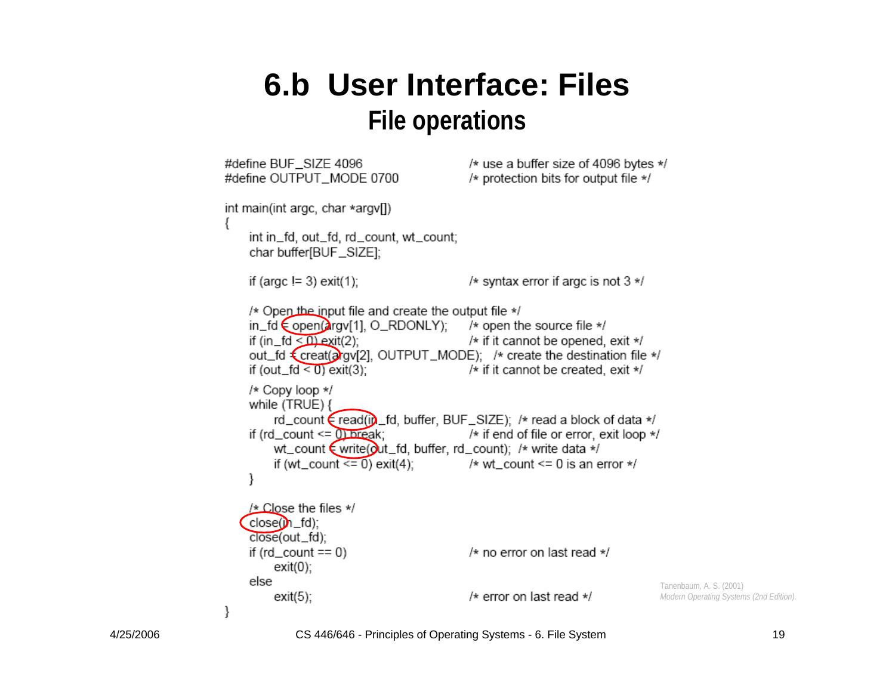# 6.b User Interface: Files

## File operations

```
#define BUF_SIZE 4096                    /* use a buffer size of 4096 bytes */
#define OUTPUT_MODE 0700                 /* protection bits for output file */

int main(int argc, char *argv[])
{
    int in_fd, out_fd, rd_count, wt_count;
    char buffer[BUF_SIZE];

    if (argc != 3) exit(1);              /* syntax error if argc is not 3 */

    /* Open the input file and create the output file */
    in_fd = open(argv[1], O_RDONLY);     /* open the source file */
    if (in_fd < 0) exit(2);              /* if it cannot be opened, exit */
    out_fd = creat(argv[2], OUTPUT_MODE);   /* create the destination file */
    if (out_fd < 0) exit(3);             /* if it cannot be created, exit */

    /* Copy loop */
    while (TRUE) {
        rd_count = read(in_fd, buffer, BUF_SIZE);  /* read a block of data */
    if (rd_count <= 0) break;            /* if end of file or error, exit loop */
        wt_count = write(out_fd, buffer, rd_count);  /* write data */
        if (wt_count <= 0) exit(4);      /* wt_count <= 0 is an error */
    }

    /* Close the files */
    close(in_fd);
    close(out_fd);
    if (rd_count == 0)                   /* no error on last read */
        exit(0);
    else
        exit(5);                         /* error on last read */
}
```

Tanenbaum, A. S. (2001)
*Modern Operating Systems (2nd Edition).*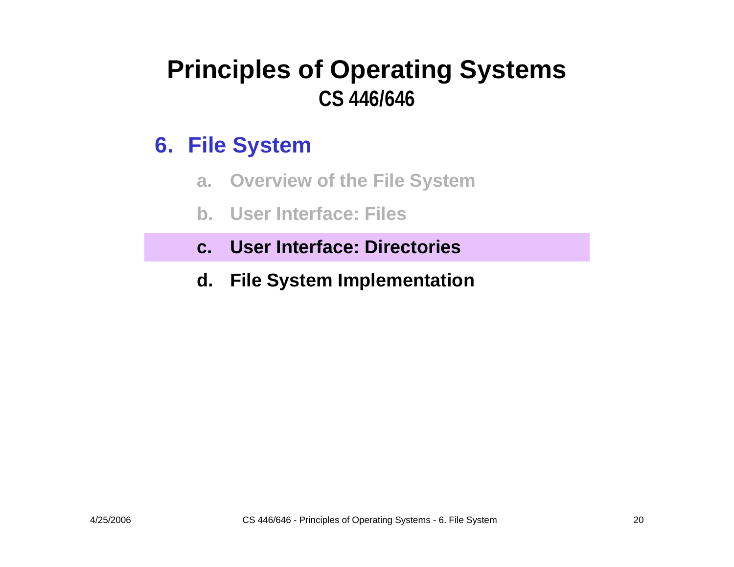# Principles of Operating Systems

## CS 446/646

### 6. File System

a. Overview of the File System

b. User Interface: Files

c. **User Interface: Directories**

d. File System Implementation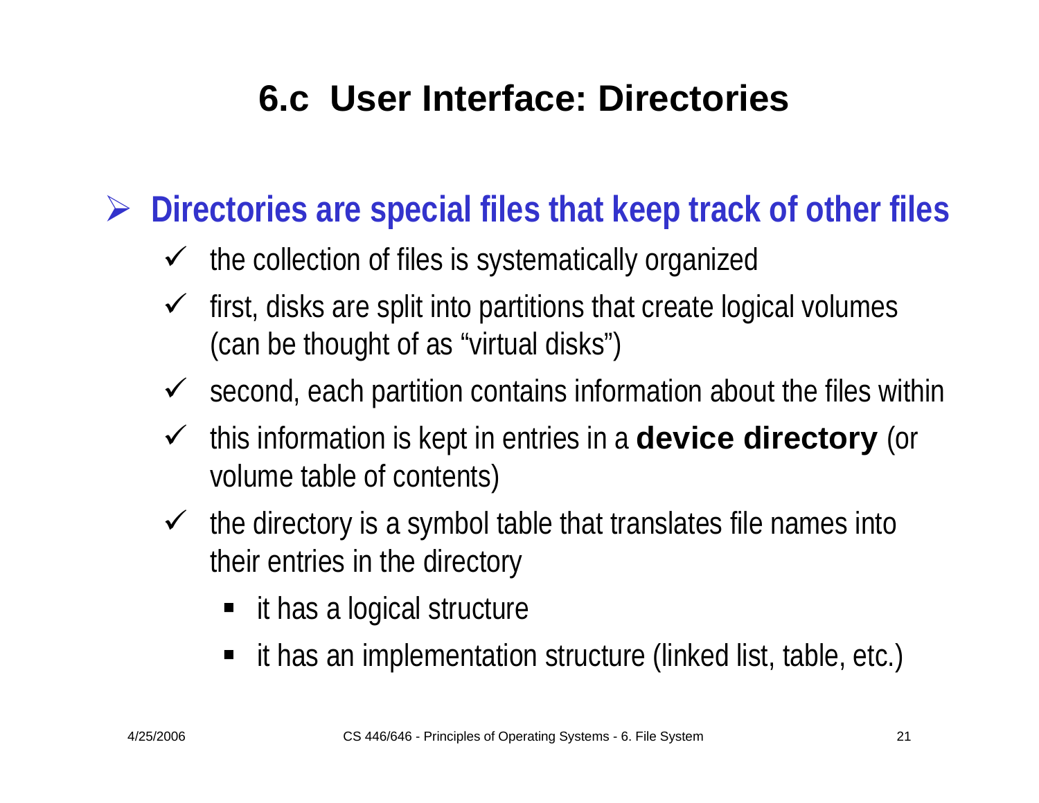# 6.c User Interface: Directories

- **Directories are special files that keep track of other files**
  - the collection of files is systematically organized
  - first, disks are split into partitions that create logical volumes (can be thought of as "virtual disks")
  - second, each partition contains information about the files within
  - this information is kept in entries in a **device directory** (or volume table of contents)
  - the directory is a symbol table that translates file names into their entries in the directory
    - it has a logical structure
    - it has an implementation structure (linked list, table, etc.)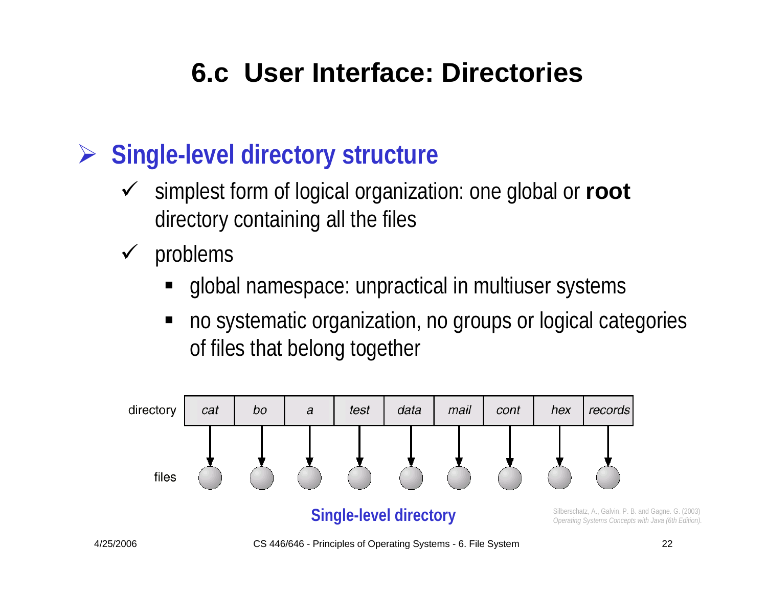# 6.c User Interface: Directories

- **Single-level directory structure**
  - simplest form of logical organization: one global or **root** directory containing all the files
  - problems
    - global namespace: unpractical in multiuser systems
    - no systematic organization, no groups or logical categories of files that belong together

| directory | *cat* | *bo* | *a* | *test* | *data* | *mail* | *cont* | *hex* | *records* |
|---|---|---|---|---|---|---|---|---|---|

files

**Single-level directory**

Silberschatz, A., Galvin, P. B. and Gagne. G. (2003) *Operating Systems Concepts with Java (6th Edition).*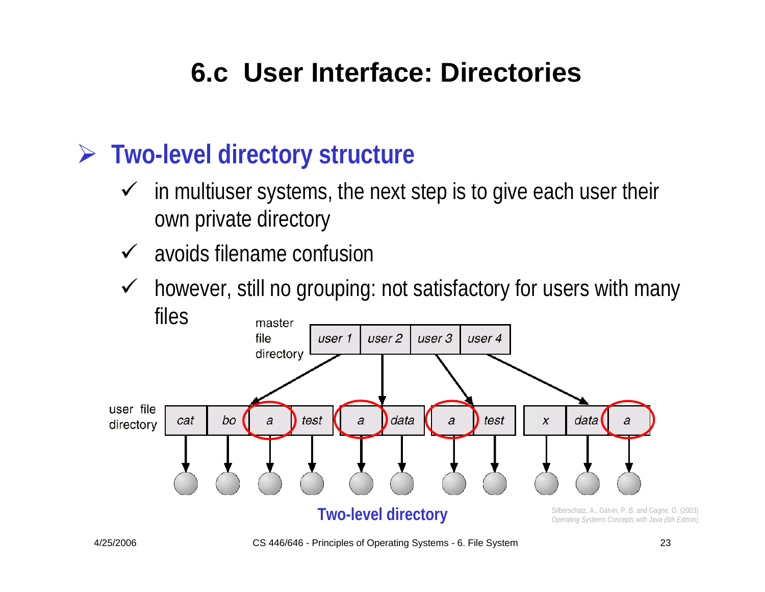# 6.c User Interface: Directories

## Two-level directory structure

- ✓ in multiuser systems, the next step is to give each user their own private directory
- ✓ avoids filename confusion
- ✓ however, still no grouping: not satisfactory for users with many files

master file directory: user 1, user 2, user 3, user 4

user file directory: cat, bo, a, test | a, data | a, test | x, data, a

Two-level directory

Silberschatz, A., Galvin, P. B. and Gagne. G. (2003) *Operating Systems Concepts with Java (6th Edition).*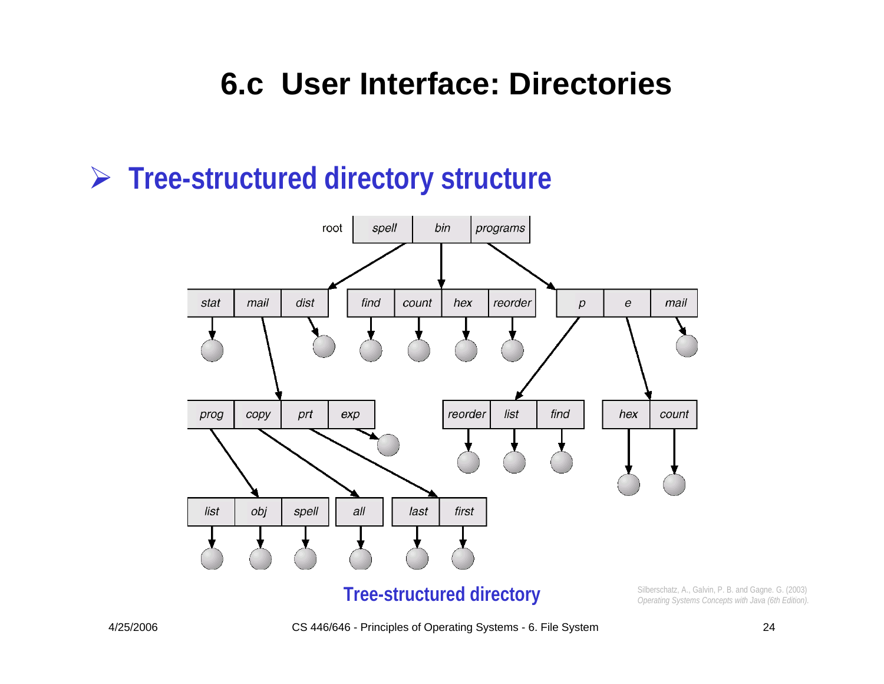# 6.c User Interface: Directories

- **Tree-structured directory structure**

**Tree-structured directory**

Silberschatz, A., Galvin, P. B. and Gagne. G. (2003) *Operating Systems Concepts with Java (6th Edition).*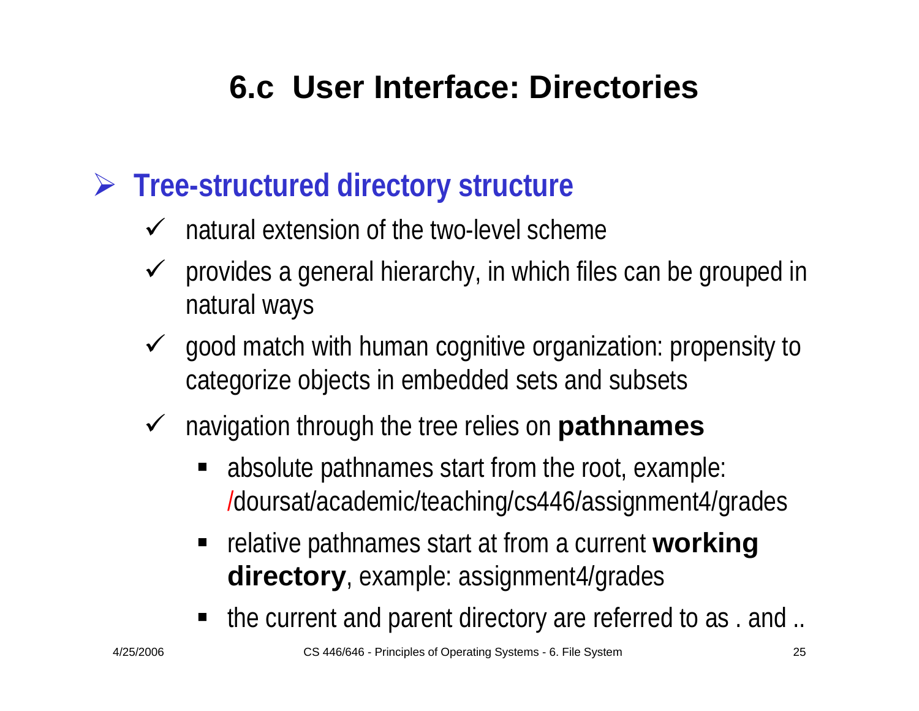# 6.c User Interface: Directories

- **Tree-structured directory structure**
  - natural extension of the two-level scheme
  - provides a general hierarchy, in which files can be grouped in natural ways
  - good match with human cognitive organization: propensity to categorize objects in embedded sets and subsets
  - navigation through the tree relies on **pathnames**
    - absolute pathnames start from the root, example: /doursat/academic/teaching/cs446/assignment4/grades
    - relative pathnames start at from a current **working directory**, example: assignment4/grades
    - the current and parent directory are referred to as . and ..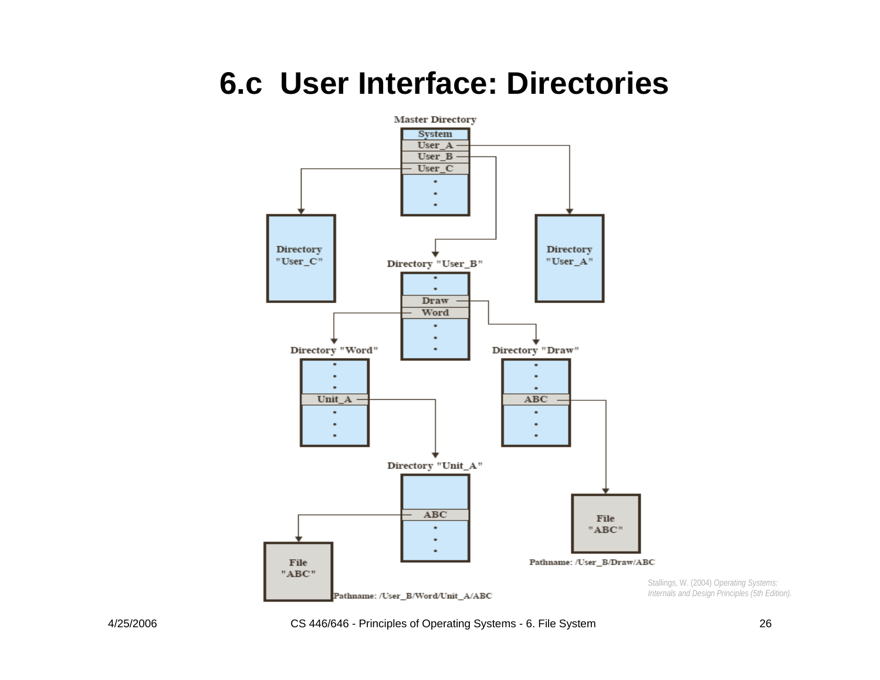# 6.c User Interface: Directories

Master Directory

System
User_A
User_B
User_C

Directory "User_C"

Directory "User_A"

Directory "User_B"

Draw
Word

Directory "Word"

Unit_A

Directory "Draw"

ABC

Directory "Unit_A"

ABC

File "ABC"

Pathname: /User_B/Word/Unit_A/ABC

File "ABC"

Pathname: /User_B/Draw/ABC

Stallings, W. (2004) *Operating Systems: Internals and Design Principles (5th Edition).*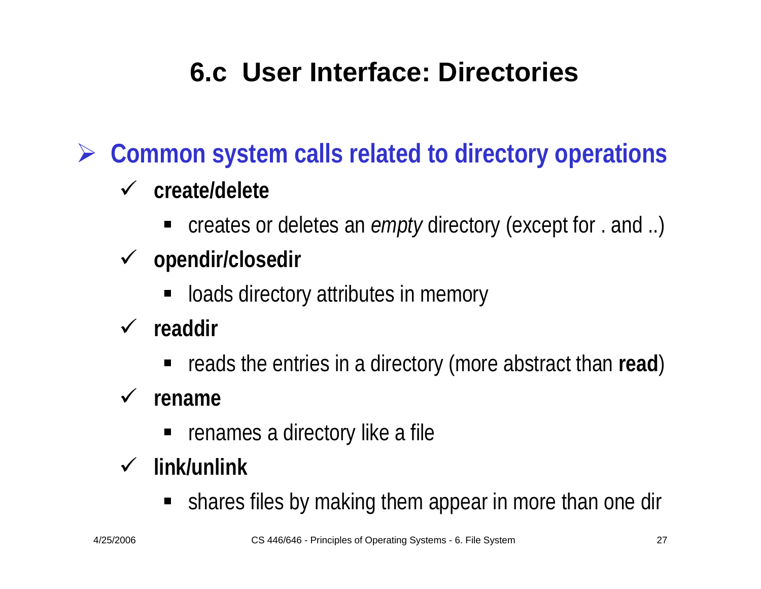# 6.c User Interface: Directories

- **Common system calls related to directory operations**
  - **create/delete**
    - creates or deletes an *empty* directory (except for . and ..)
  - **opendir/closedir**
    - loads directory attributes in memory
  - **readdir**
    - reads the entries in a directory (more abstract than **read**)
  - **rename**
    - renames a directory like a file
  - **link/unlink**
    - shares files by making them appear in more than one dir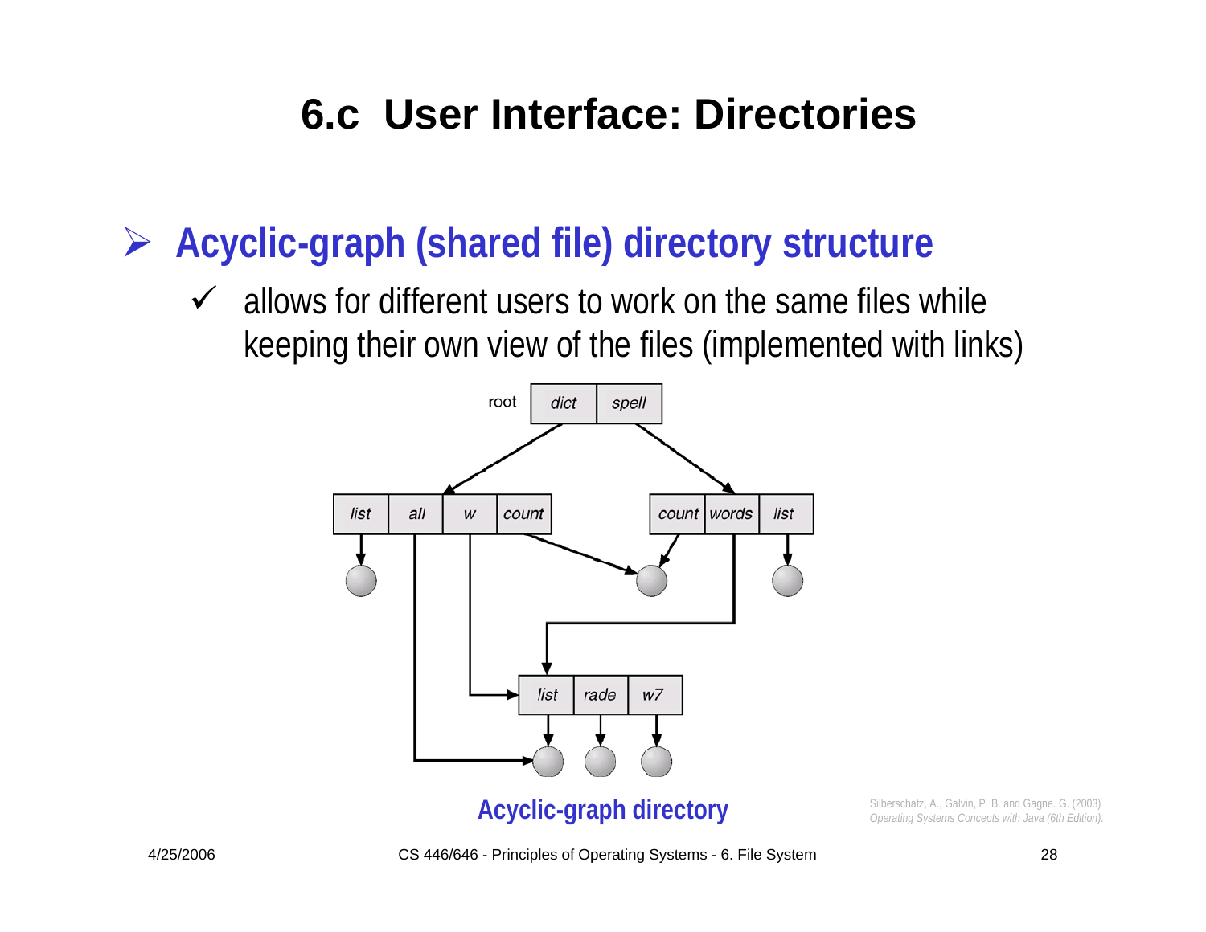# 6.c User Interface: Directories

- **Acyclic-graph (shared file) directory structure**
  - ✓ allows for different users to work on the same files while keeping their own view of the files (implemented with links)

**Acyclic-graph directory**

Silberschatz, A., Galvin, P. B. and Gagne. G. (2003) *Operating Systems Concepts with Java (6th Edition).*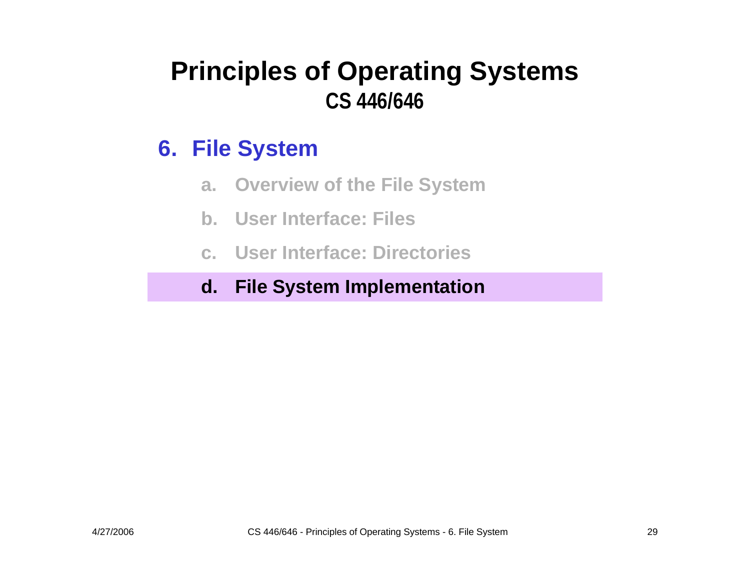# Principles of Operating Systems

## CS 446/646

### 6. File System

a. Overview of the File System

b. User Interface: Files

c. User Interface: Directories

**d. File System Implementation**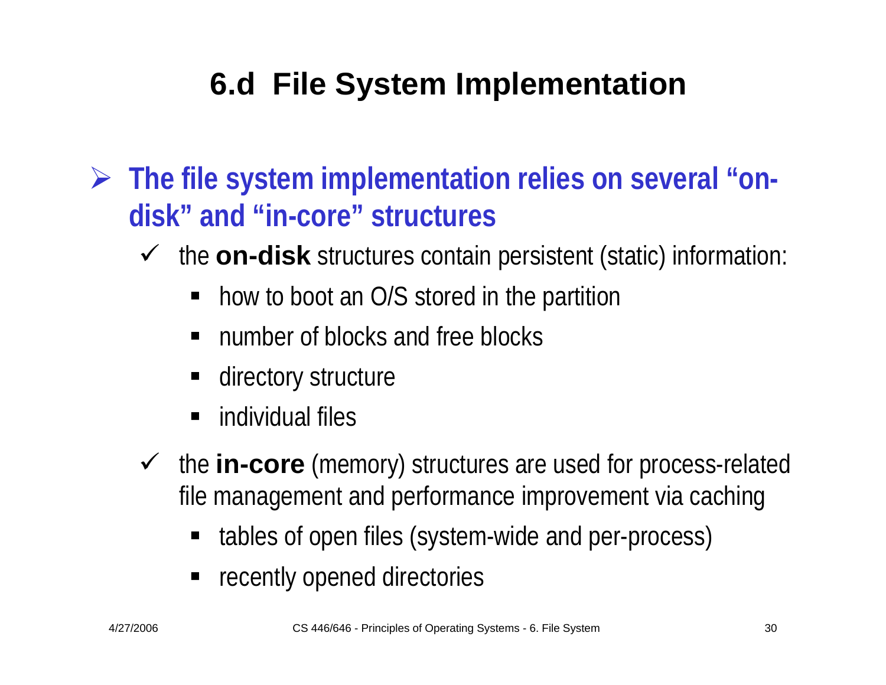# 6.d File System Implementation

- **The file system implementation relies on several "on-disk" and "in-core" structures**
  - the **on-disk** structures contain persistent (static) information:
    - how to boot an O/S stored in the partition
    - number of blocks and free blocks
    - directory structure
    - individual files
  - the **in-core** (memory) structures are used for process-related file management and performance improvement via caching
    - tables of open files (system-wide and per-process)
    - recently opened directories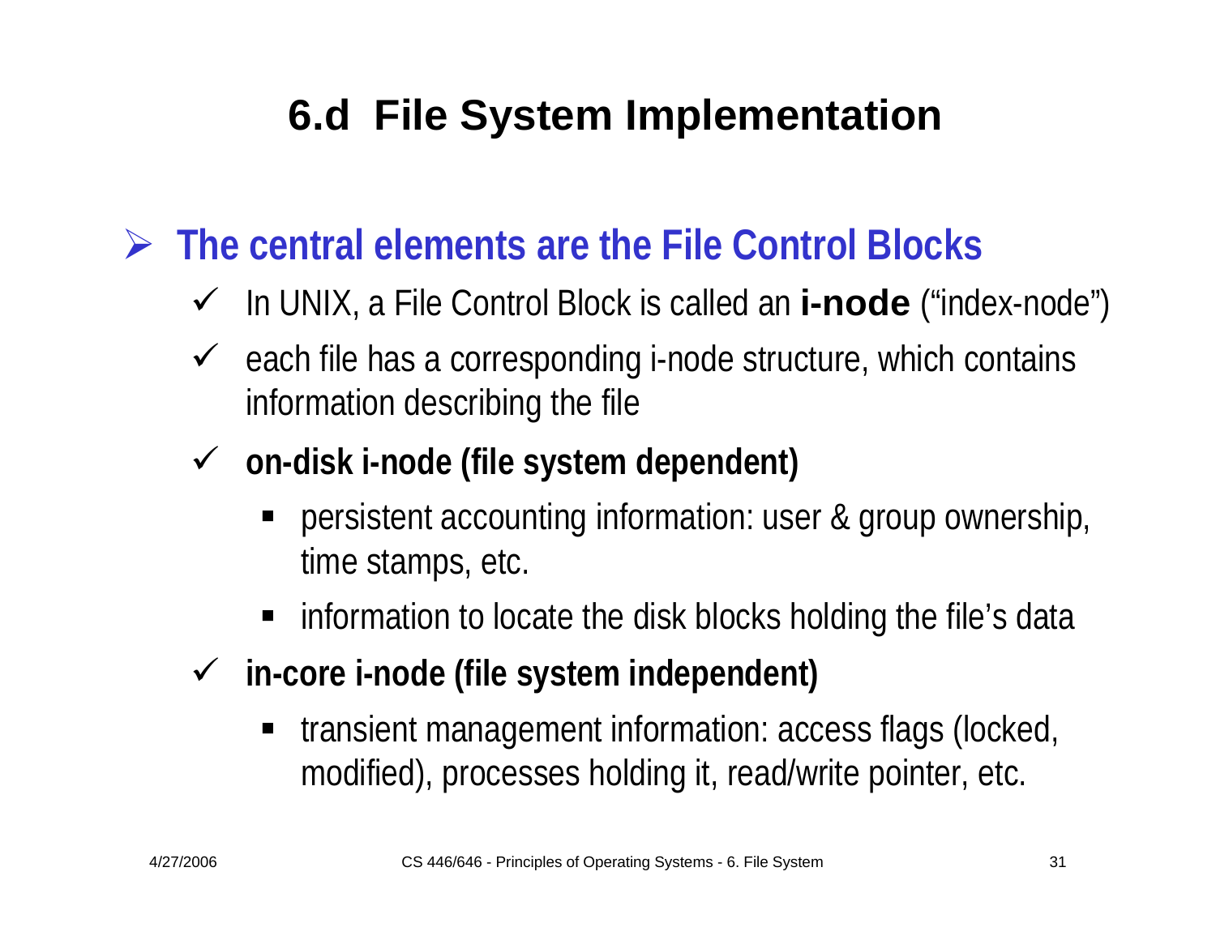# 6.d File System Implementation

- **The central elements are the File Control Blocks**
  - In UNIX, a File Control Block is called an **i-node** ("index-node")
  - each file has a corresponding i-node structure, which contains information describing the file
  - **on-disk i-node (file system dependent)**
    - persistent accounting information: user & group ownership, time stamps, etc.
    - information to locate the disk blocks holding the file's data
  - **in-core i-node (file system independent)**
    - transient management information: access flags (locked, modified), processes holding it, read/write pointer, etc.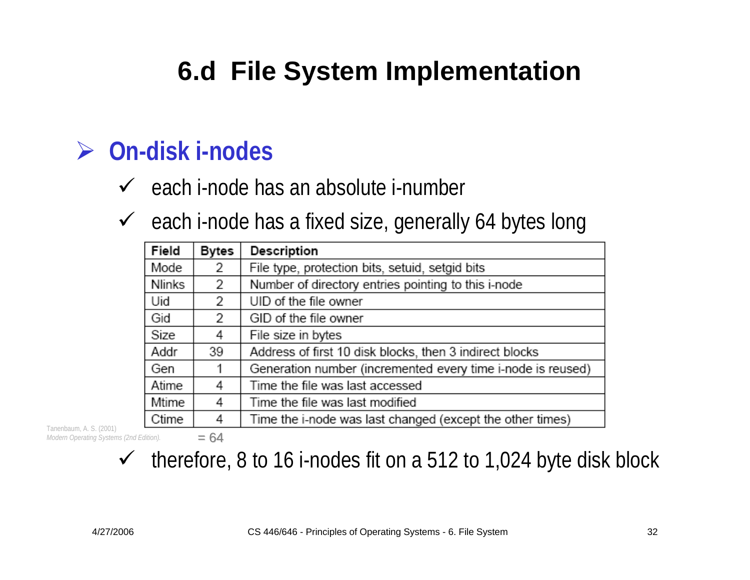# 6.d File System Implementation

## On-disk i-nodes

- each i-node has an absolute i-number
- each i-node has a fixed size, generally 64 bytes long

| Field | Bytes | Description |
|---|---|---|
| Mode | 2 | File type, protection bits, setuid, setgid bits |
| Nlinks | 2 | Number of directory entries pointing to this i-node |
| Uid | 2 | UID of the file owner |
| Gid | 2 | GID of the file owner |
| Size | 4 | File size in bytes |
| Addr | 39 | Address of first 10 disk blocks, then 3 indirect blocks |
| Gen | 1 | Generation number (incremented every time i-node is reused) |
| Atime | 4 | Time the file was last accessed |
| Mtime | 4 | Time the file was last modified |
| Ctime | 4 | Time the i-node was last changed (except the other times) |
| | = 64 | |

Tanenbaum, A. S. (2001) *Modern Operating Systems (2nd Edition).*

- therefore, 8 to 16 i-nodes fit on a 512 to 1,024 byte disk block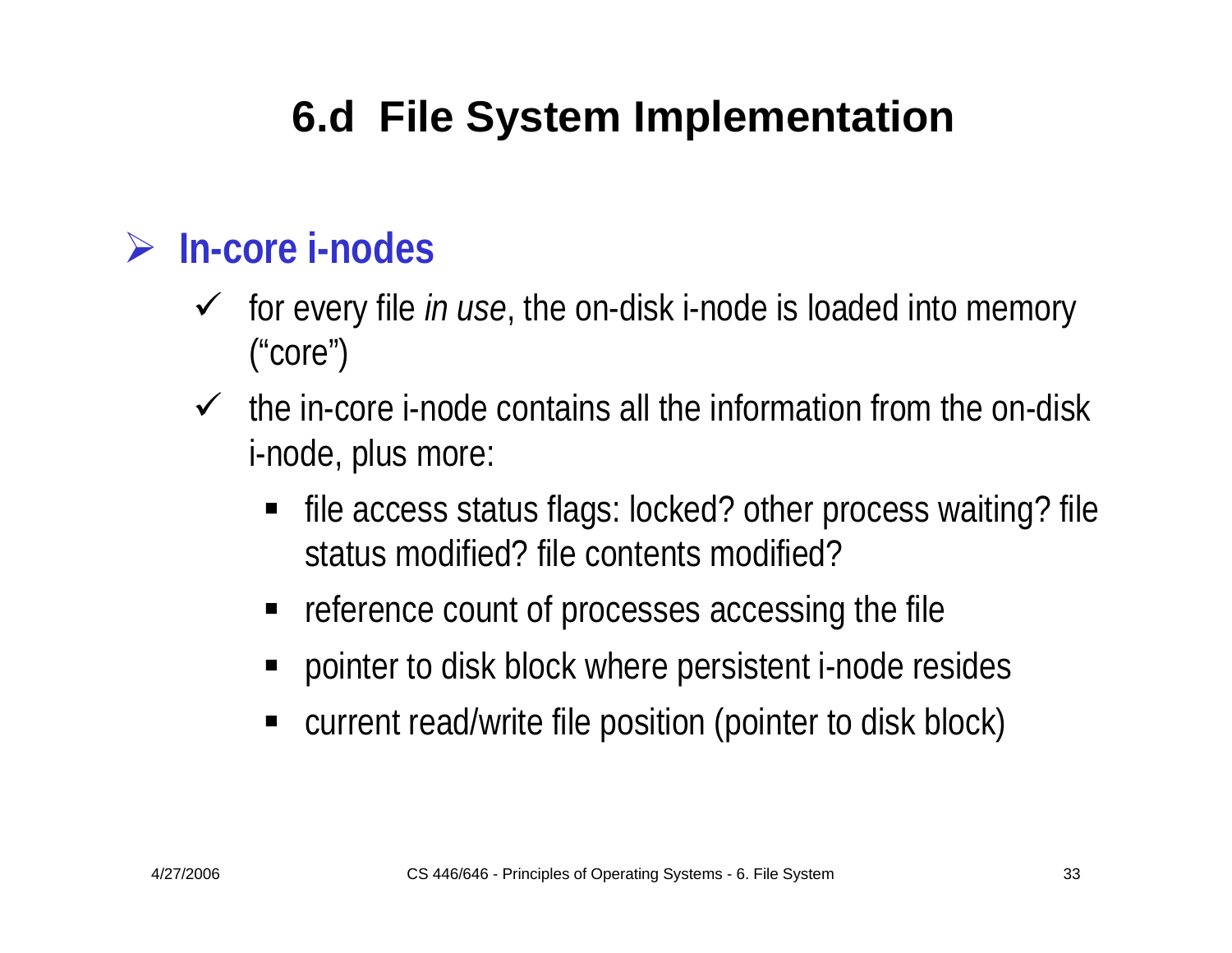# 6.d File System Implementation

## In-core i-nodes

- for every file *in use*, the on-disk i-node is loaded into memory ("core")
- the in-core i-node contains all the information from the on-disk i-node, plus more:
  - file access status flags: locked? other process waiting? file status modified? file contents modified?
  - reference count of processes accessing the file
  - pointer to disk block where persistent i-node resides
  - current read/write file position (pointer to disk block)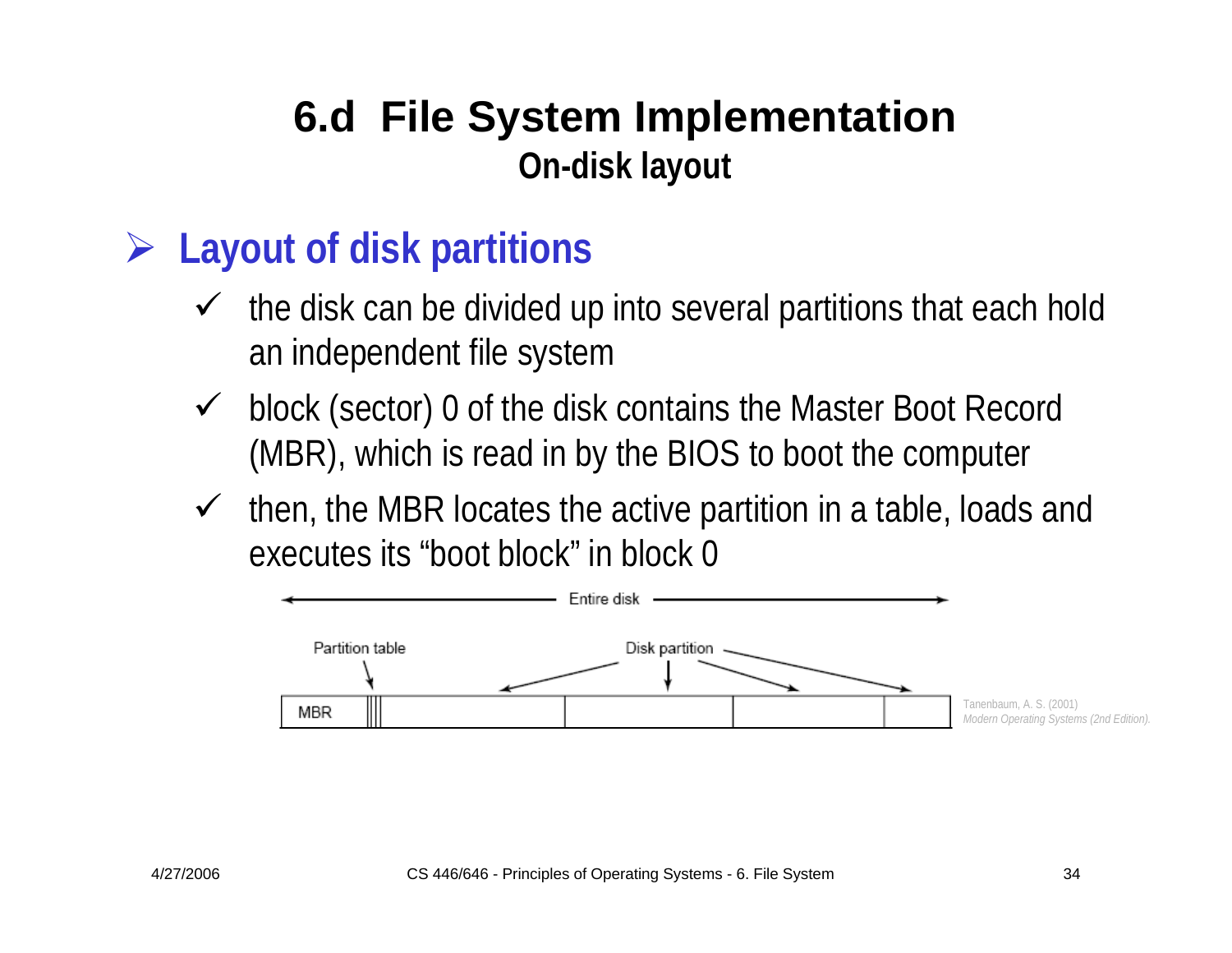# 6.d File System Implementation

## On-disk layout

- **Layout of disk partitions**
  - ✓ the disk can be divided up into several partitions that each hold an independent file system
  - ✓ block (sector) 0 of the disk contains the Master Boot Record (MBR), which is read in by the BIOS to boot the computer
  - ✓ then, the MBR locates the active partition in a table, loads and executes its "boot block" in block 0

Entire disk

Partition table — Disk partition

MBR

Tanenbaum, A. S. (2001) *Modern Operating Systems (2nd Edition).*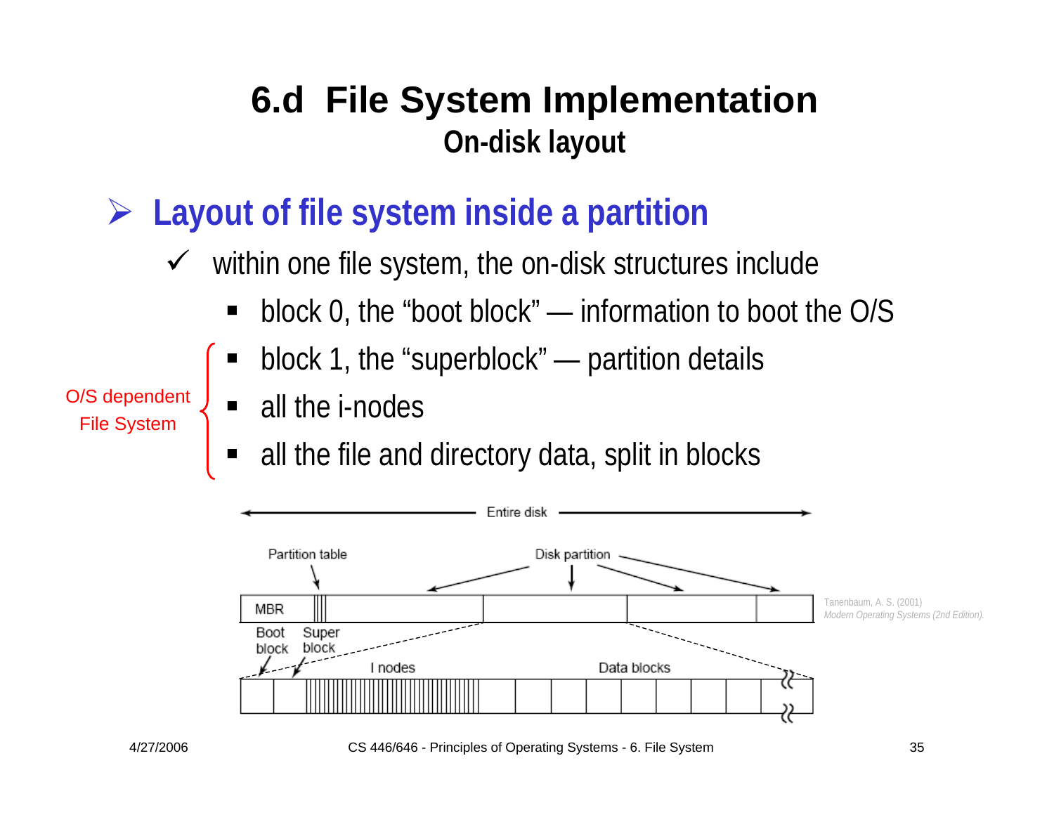# 6.d File System Implementation

## On-disk layout

- **Layout of file system inside a partition**
  - ✓ within one file system, the on-disk structures include
    - block 0, the “boot block” — information to boot the O/S
    - block 1, the “superblock” — partition details
    - all the i-nodes
    - all the file and directory data, split in blocks

O/S dependent File System

Entire disk

Partition table | Disk partition

MBR

Boot block | Super block | I nodes | Data blocks

Tanenbaum, A. S. (2001) *Modern Operating Systems (2nd Edition).*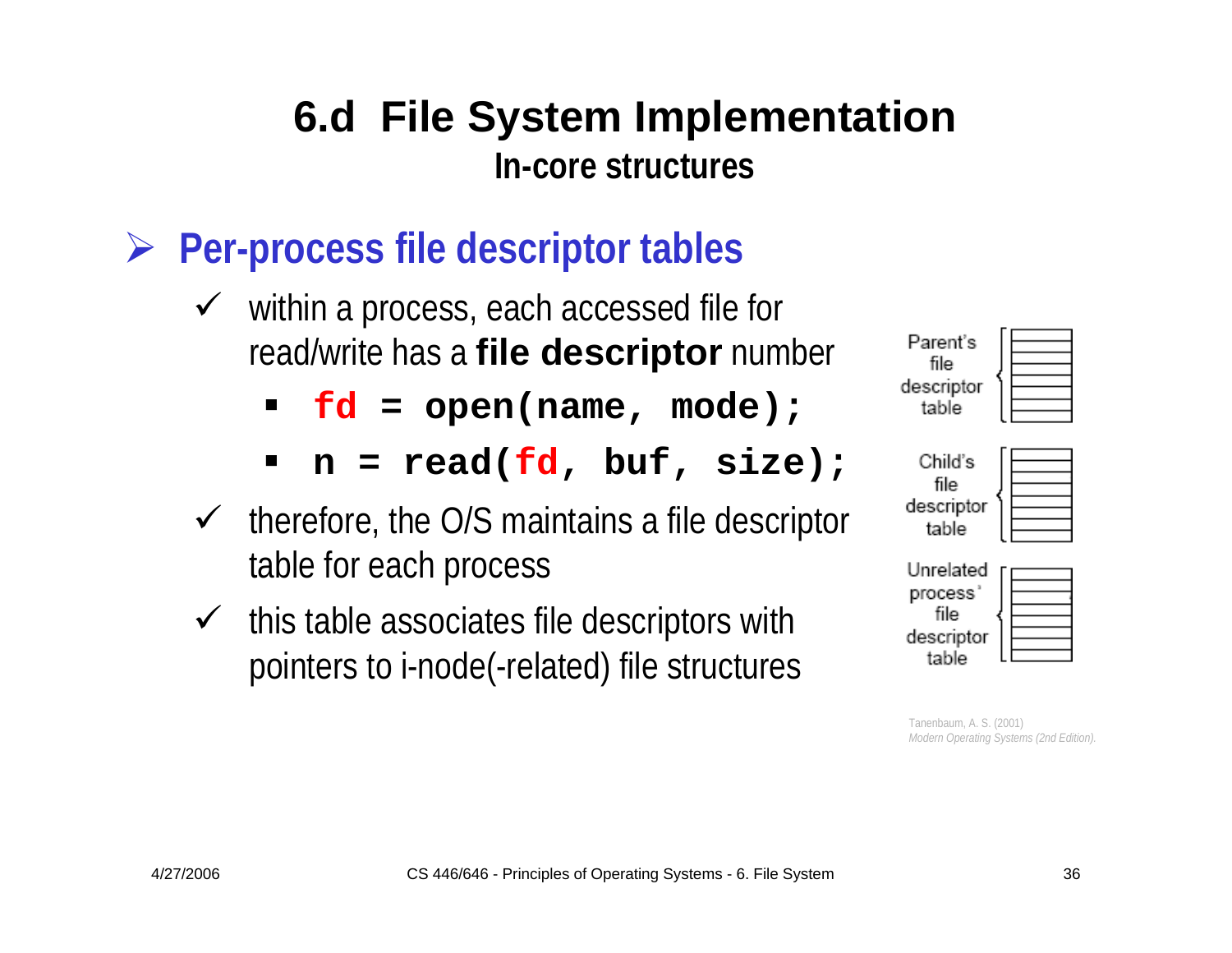# 6.d File System Implementation

## In-core structures

- **Per-process file descriptor tables**
  - within a process, each accessed file for read/write has a **file descriptor** number
    - `fd = open(name, mode);`
    - `n = read(fd, buf, size);`
  - therefore, the O/S maintains a file descriptor table for each process
  - this table associates file descriptors with pointers to i-node(-related) file structures

Parent's file descriptor table

Child's file descriptor table

Unrelated process' file descriptor table

Tanenbaum, A. S. (2001) *Modern Operating Systems (2nd Edition).*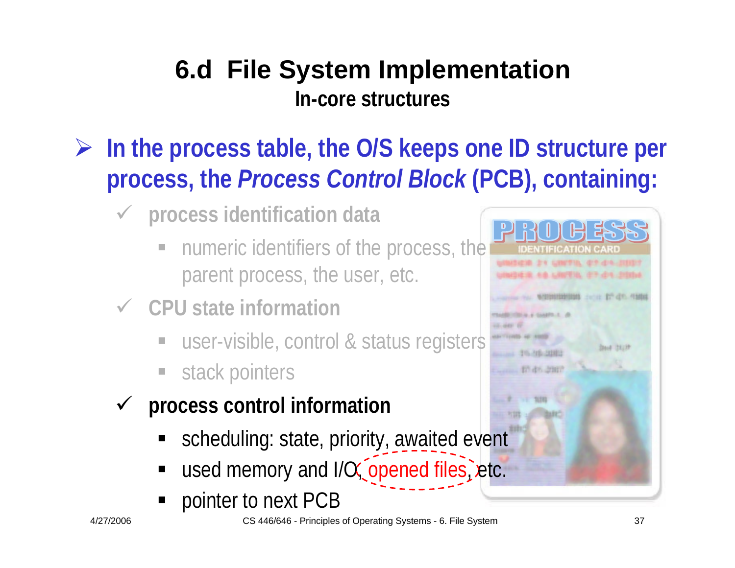# 6.d File System Implementation

## In-core structures

- **In the process table, the O/S keeps one ID structure per process, the *Process Control Block* (PCB), containing:**
  - ✓ **process identification data**
    - numeric identifiers of the process, the parent process, the user, etc.
  - ✓ **CPU state information**
    - user-visible, control & status registers
    - stack pointers
  - ✓ **process control information**
    - scheduling: state, priority, awaited event
    - used memory and I/O, opened files, etc.
    - pointer to next PCB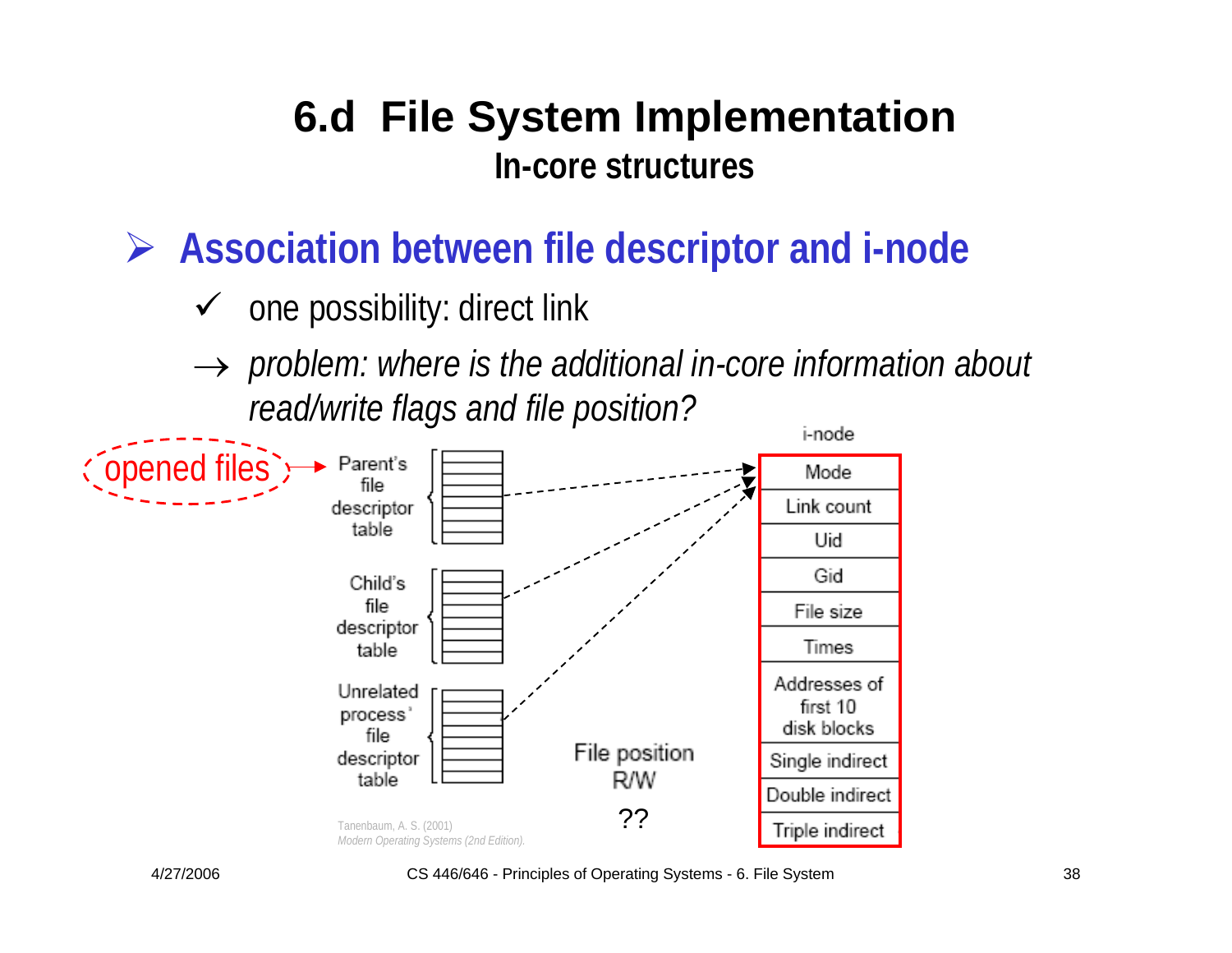# 6.d File System Implementation

## In-core structures

- **Association between file descriptor and i-node**
  - ✓ one possibility: direct link
  - → *problem: where is the additional in-core information about read/write flags and file position?*

opened files → Parent's file descriptor table

Child's file descriptor table

Unrelated process' file descriptor table

File position R/W ??

i-node

| Mode |
|---|
| Link count |
| Uid |
| Gid |
| File size |
| Times |
| Addresses of first 10 disk blocks |
| Single indirect |
| Double indirect |
| Triple indirect |

Tanenbaum, A. S. (2001) *Modern Operating Systems (2nd Edition).*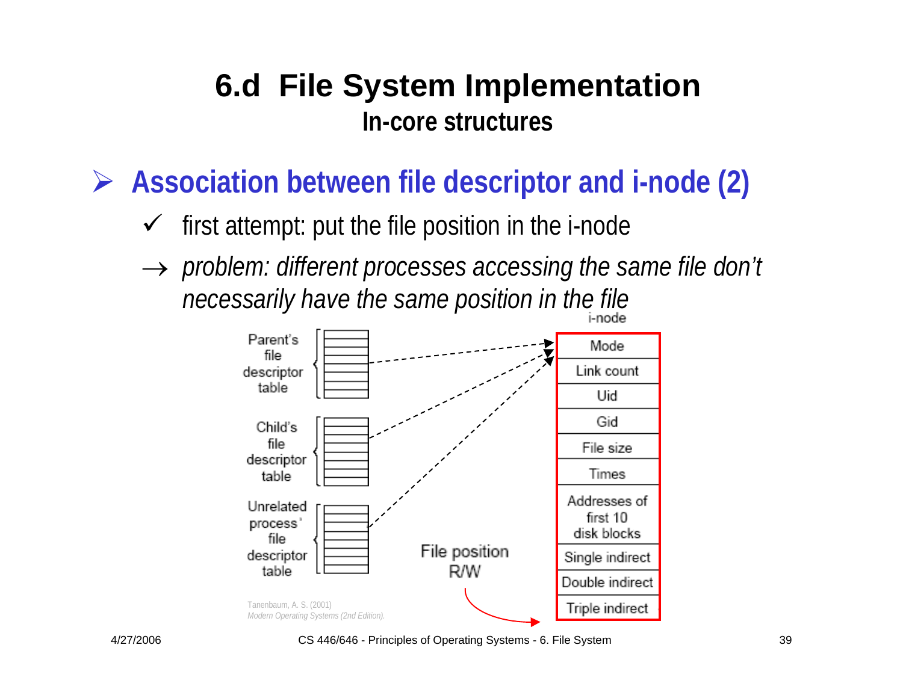# 6.d File System Implementation

## In-core structures

- **Association between file descriptor and i-node (2)**
  - ✓ first attempt: put the file position in the i-node
  - → *problem: different processes accessing the same file don't necessarily have the same position in the file*

Parent's file descriptor table

Child's file descriptor table

Unrelated process' file descriptor table

File position R/W

i-node

| Mode |
|---|
| Link count |
| Uid |
| Gid |
| File size |
| Times |
| Addresses of first 10 disk blocks |
| Single indirect |
| Double indirect |
| Triple indirect |

Tanenbaum, A. S. (2001) *Modern Operating Systems (2nd Edition).*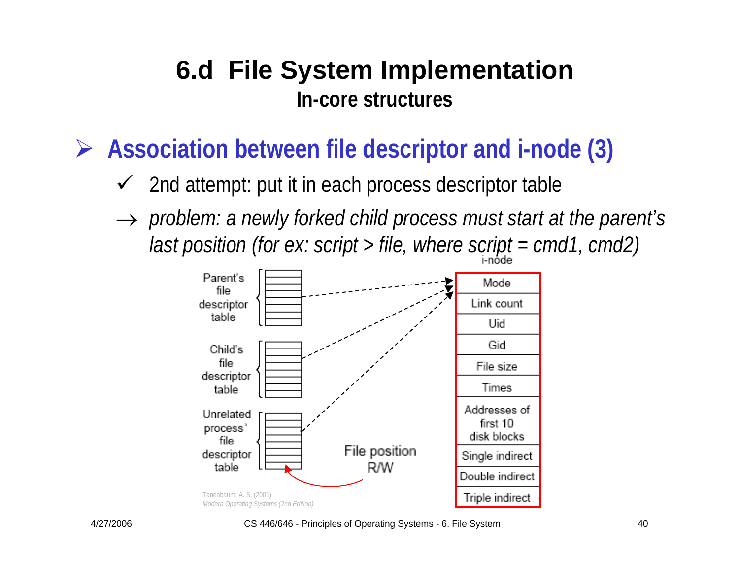# 6.d File System Implementation

## In-core structures

➢ **Association between file descriptor and i-node (3)**

✓ 2nd attempt: put it in each process descriptor table

→ *problem: a newly forked child process must start at the parent's last position (for ex: script > file, where script = cmd1, cmd2)*

Parent's file descriptor table

Child's file descriptor table

Unrelated process' file descriptor table

File position R/W

i-node

| Mode |
|---|
| Link count |
| Uid |
| Gid |
| File size |
| Times |
| Addresses of first 10 disk blocks |
| Single indirect |
| Double indirect |
| Triple indirect |

Tanenbaum, A. S. (2001) *Modern Operating Systems (2nd Edition).*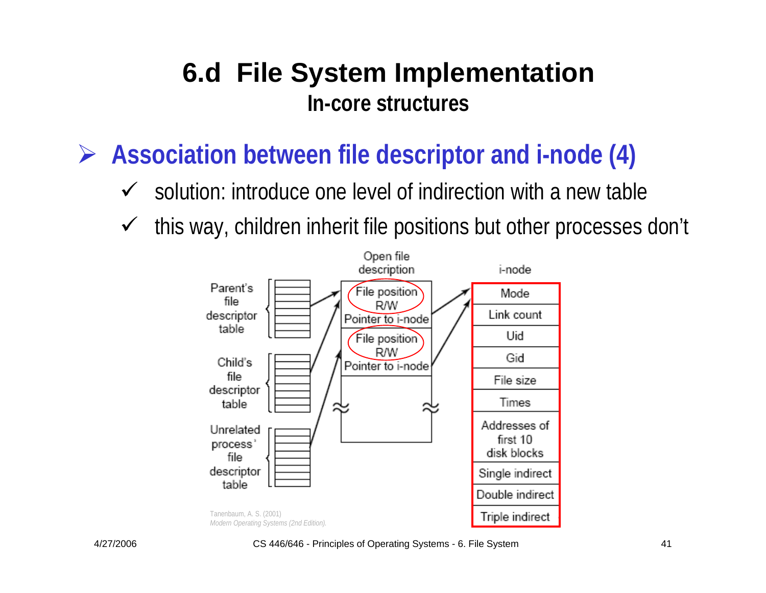# 6.d File System Implementation

## In-core structures

- **Association between file descriptor and i-node (4)**
  - ✓ solution: introduce one level of indirection with a new table
  - ✓ this way, children inherit file positions but other processes don't

Parent's file descriptor table

Child's file descriptor table

Unrelated process' file descriptor table

Open file description

File position
R/W
Pointer to i-node

File position
R/W
Pointer to i-node

i-node

| i-node |
| --- |
| Mode |
| Link count |
| Uid |
| Gid |
| File size |
| Times |
| Addresses of first 10 disk blocks |
| Single indirect |
| Double indirect |
| Triple indirect |

Tanenbaum, A. S. (2001)
*Modern Operating Systems (2nd Edition).*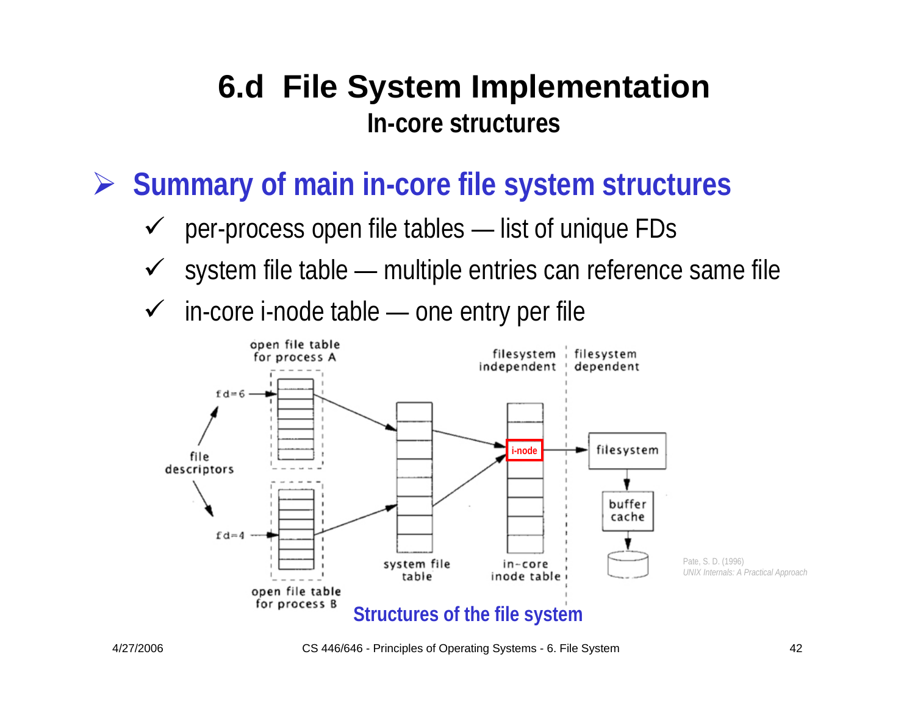# 6.d File System Implementation

## In-core structures

- **Summary of main in-core file system structures**
  - ✓ per-process open file tables — list of unique FDs
  - ✓ system file table — multiple entries can reference same file
  - ✓ in-core i-node table — one entry per file

open file table for process A

fd=6

file descriptors

fd=4

open file table for process B

system file table

in-core inode table

i-node

filesystem independent | filesystem dependent

filesystem

buffer cache

Pate, S. D. (1996)
*UNIX Internals: A Practical Approach*

**Structures of the file system**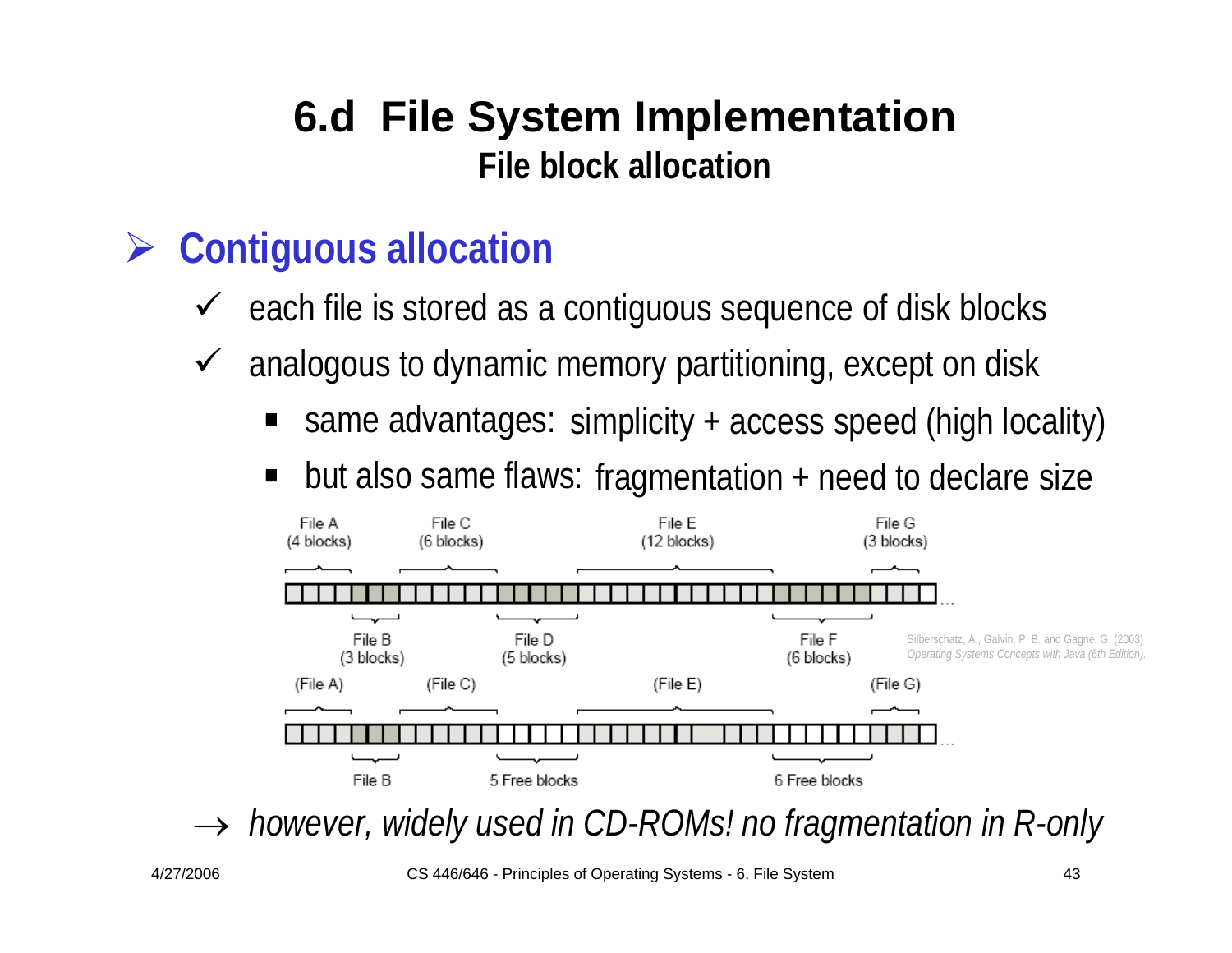# 6.d File System Implementation

## File block allocation

- **Contiguous allocation**
  - ✓ each file is stored as a contiguous sequence of disk blocks
  - ✓ analogous to dynamic memory partitioning, except on disk
    - same advantages: simplicity + access speed (high locality)
    - but also same flaws: fragmentation + need to declare size

File A (4 blocks) · File B (3 blocks) · File C (6 blocks) · File D (5 blocks) · File E (12 blocks) · File F (6 blocks) · File G (3 blocks)

(File A) · File B · (File C) · 5 Free blocks · (File E) · 6 Free blocks · (File G)

Silberschatz, A., Galvin, P. B. and Gagne. G. (2003) *Operating Systems Concepts with Java (6th Edition).*

→ *however, widely used in CD-ROMs! no fragmentation in R-only*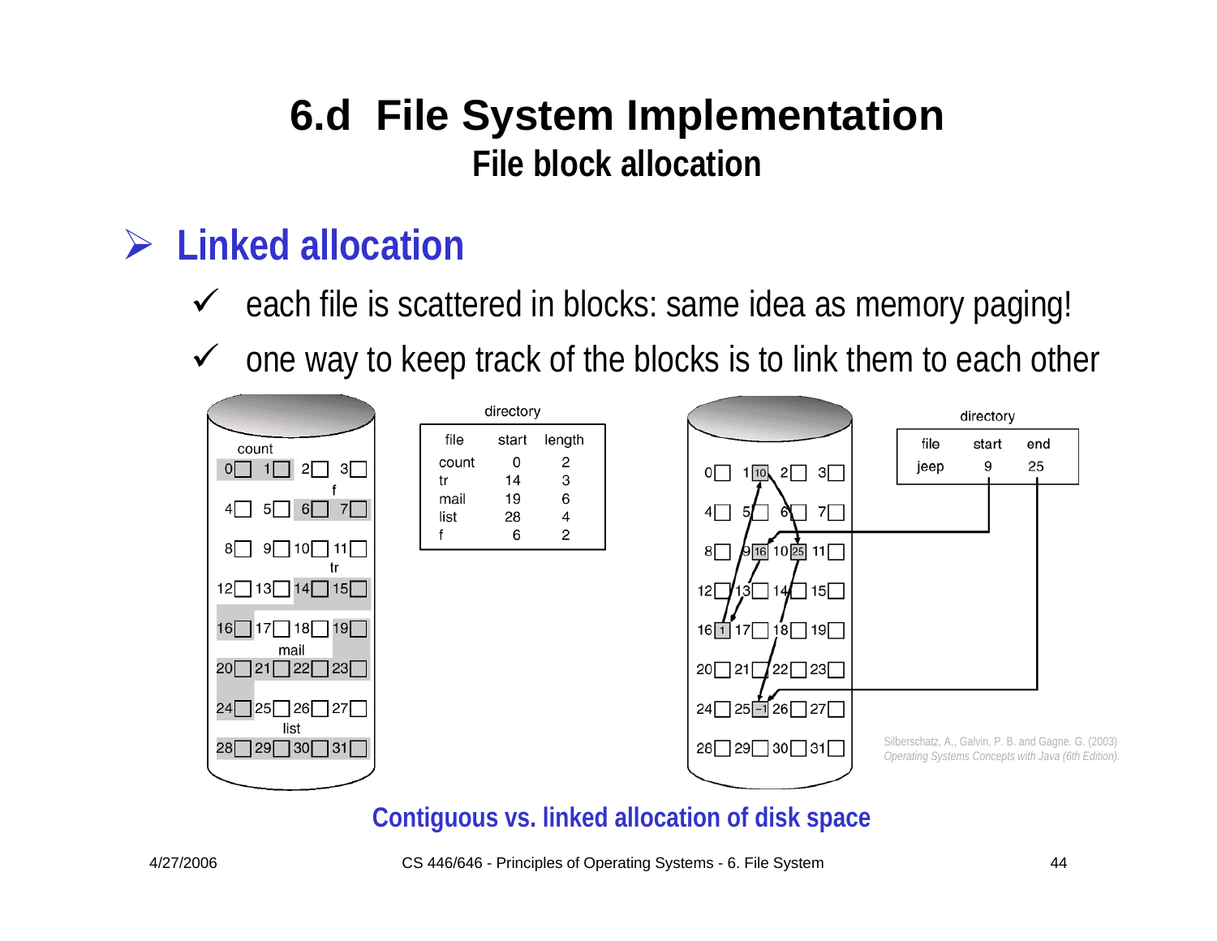# 6.d File System Implementation

## File block allocation

### Linked allocation

- ✓ each file is scattered in blocks: same idea as memory paging!
- ✓ one way to keep track of the blocks is to link them to each other

directory

| file | start | length |
|---|---|---|
| count | 0 | 2 |
| tr | 14 | 3 |
| mail | 19 | 6 |
| list | 28 | 4 |
| f | 6 | 2 |

directory

| file | start | end |
|---|---|---|
| jeep | 9 | 25 |

Silberschatz, A., Galvin, P. B. and Gagne. G. (2003) *Operating Systems Concepts with Java (6th Edition).*

**Contiguous vs. linked allocation of disk space**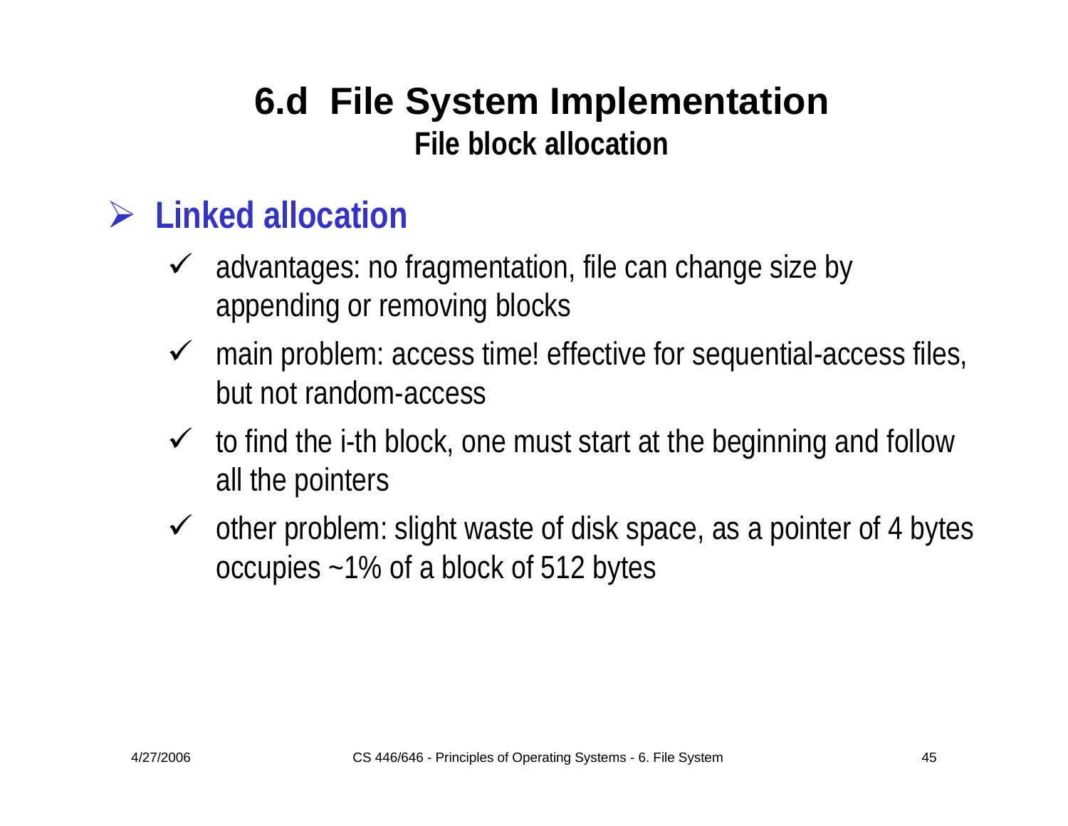# 6.d File System Implementation

## File block allocation

### Linked allocation

- advantages: no fragmentation, file can change size by appending or removing blocks
- main problem: access time! effective for sequential-access files, but not random-access
- to find the i-th block, one must start at the beginning and follow all the pointers
- other problem: slight waste of disk space, as a pointer of 4 bytes occupies ~1% of a block of 512 bytes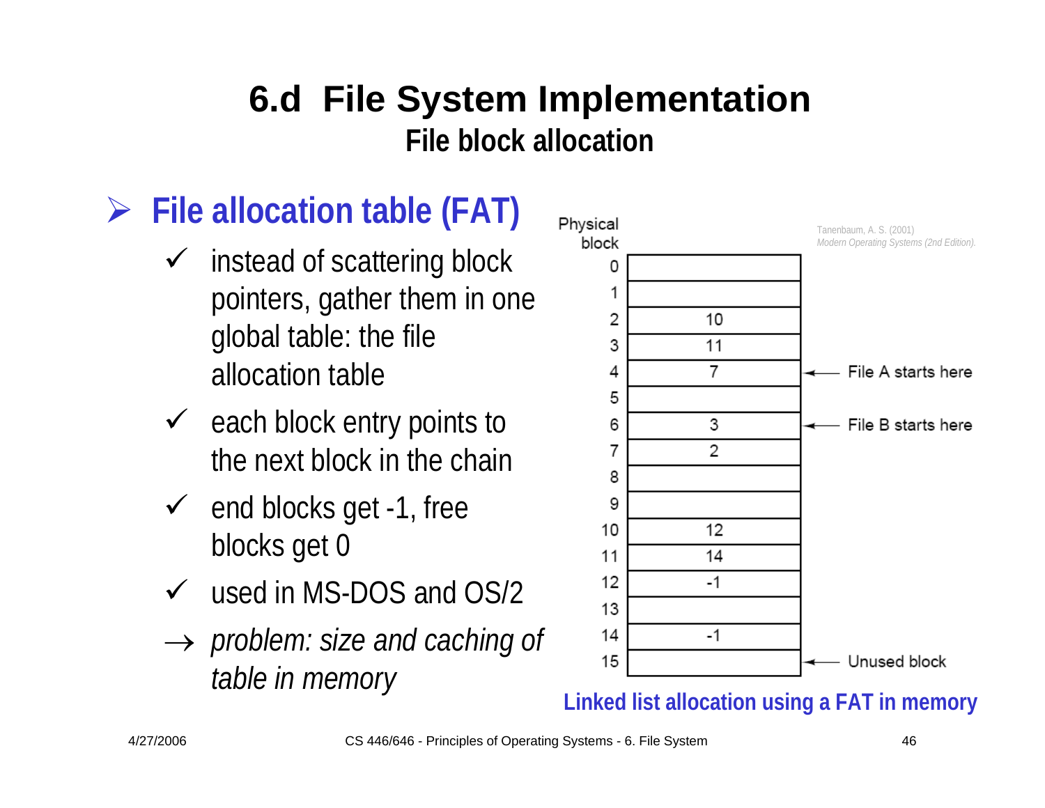# 6.d File System Implementation

## File block allocation

### File allocation table (FAT)

- ✓ instead of scattering block pointers, gather them in one global table: the file allocation table
- ✓ each block entry points to the next block in the chain
- ✓ end blocks get -1, free blocks get 0
- ✓ used in MS-DOS and OS/2
- → *problem: size and caching of table in memory*

| Physical block | | |
|---|---|---|
| 0 | | |
| 1 | | |
| 2 | 10 | |
| 3 | 11 | |
| 4 | 7 | ← File A starts here |
| 5 | | |
| 6 | 3 | ← File B starts here |
| 7 | 2 | |
| 8 | | |
| 9 | | |
| 10 | 12 | |
| 11 | 14 | |
| 12 | -1 | |
| 13 | | |
| 14 | -1 | |
| 15 | | ← Unused block |

Tanenbaum, A. S. (2001) *Modern Operating Systems (2nd Edition).*

**Linked list allocation using a FAT in memory**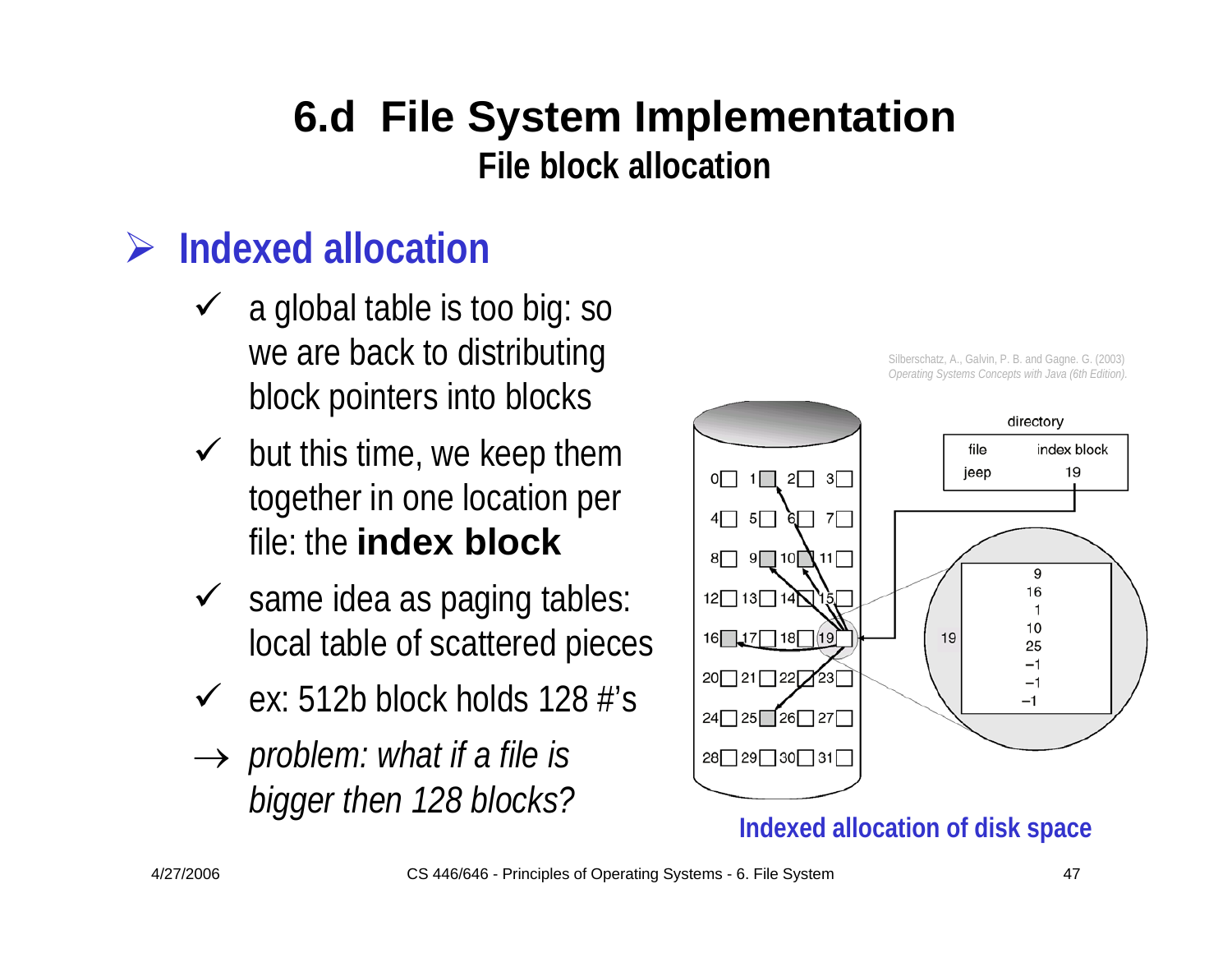# 6.d File System Implementation

## File block allocation

### Indexed allocation

- ✓ a global table is too big: so we are back to distributing block pointers into blocks
- ✓ but this time, we keep them together in one location per file: the **index block**
- ✓ same idea as paging tables: local table of scattered pieces
- ✓ ex: 512b block holds 128 #'s
- → *problem: what if a file is bigger then 128 blocks?*

Silberschatz, A., Galvin, P. B. and Gagne. G. (2003) *Operating Systems Concepts with Java (6th Edition).*

directory

| file | index block |
| --- | --- |
| jeep | 19 |

19: 9, 16, 1, 10, 25, −1, −1, −1

**Indexed allocation of disk space**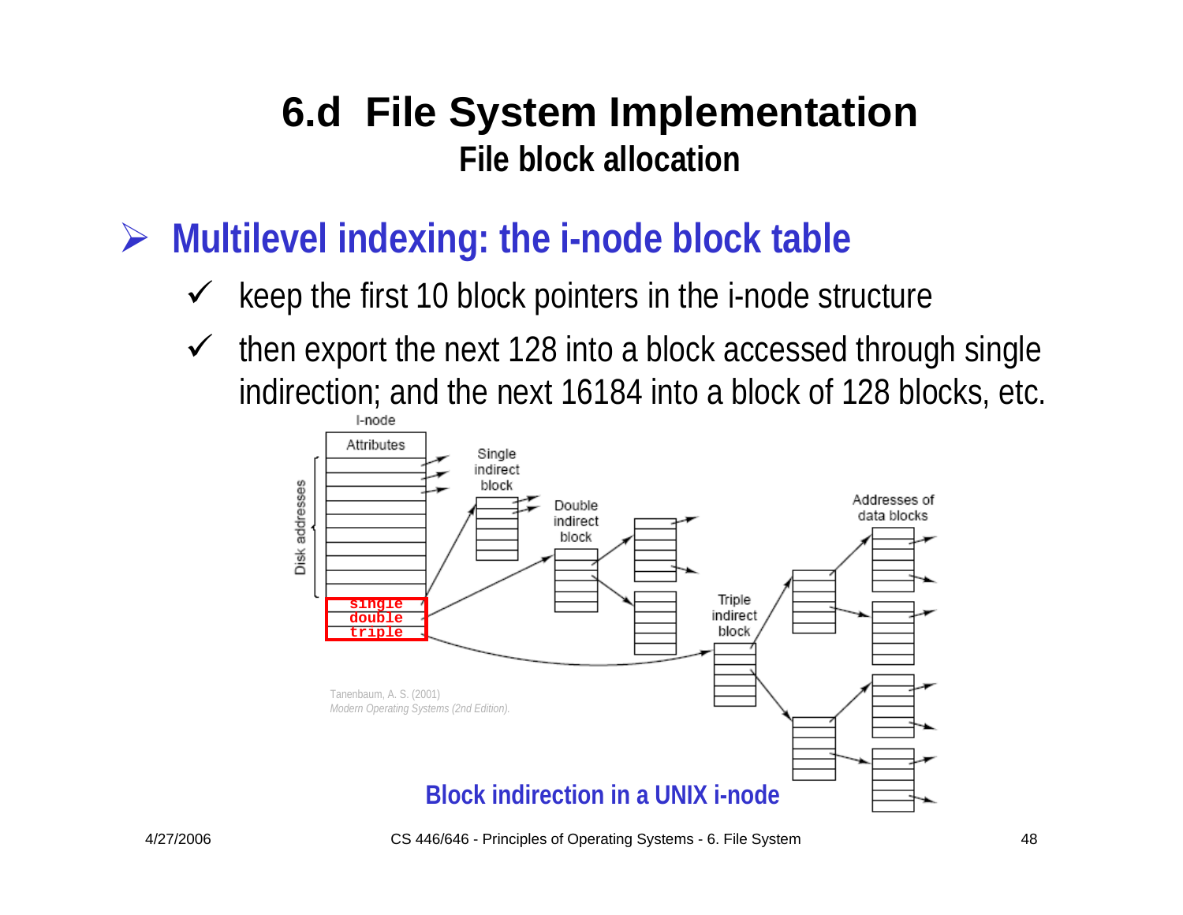# 6.d File System Implementation

## File block allocation

### Multilevel indexing: the i-node block table

- ✓ keep the first 10 block pointers in the i-node structure
- ✓ then export the next 128 into a block accessed through single indirection; and the next 16184 into a block of 128 blocks, etc.

Tanenbaum, A. S. (2001)
*Modern Operating Systems (2nd Edition).*

**Block indirection in a UNIX i-node**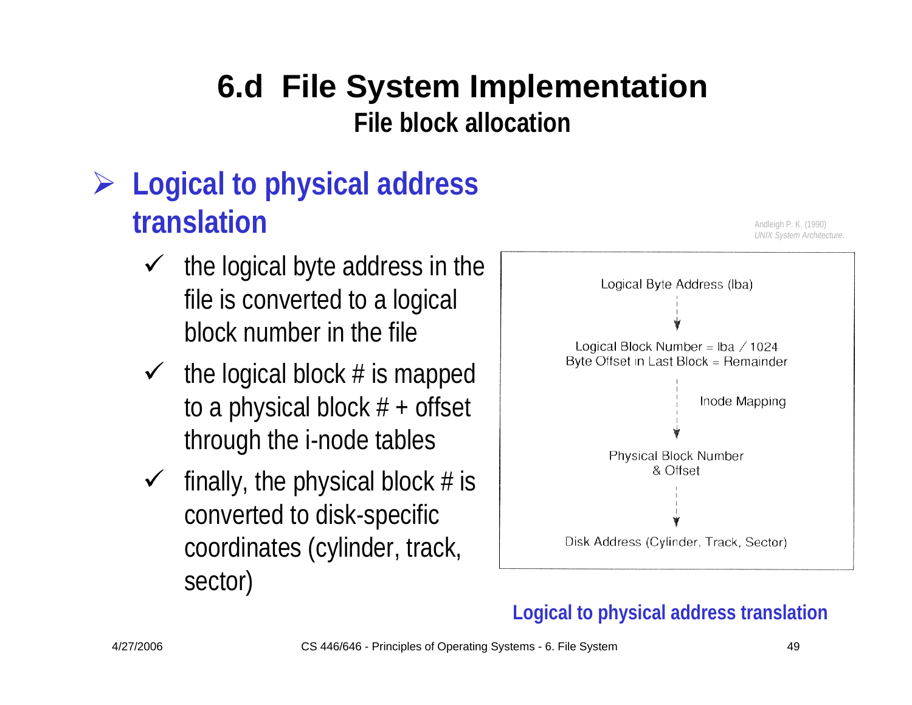# 6.d File System Implementation

## File block allocation

- **Logical to physical address translation**
  - ✓ the logical byte address in the file is converted to a logical block number in the file
  - ✓ the logical block # is mapped to a physical block # + offset through the i-node tables
  - ✓ finally, the physical block # is converted to disk-specific coordinates (cylinder, track, sector)

Andleigh P. K. (1990) *UNIX System Architecture.*

Logical Byte Address (lba)

↓

Logical Block Number = lba / 1024
Byte Offset in Last Block = Remainder

↓ Inode Mapping

Physical Block Number & Offset

↓

Disk Address (Cylinder, Track, Sector)

**Logical to physical address translation**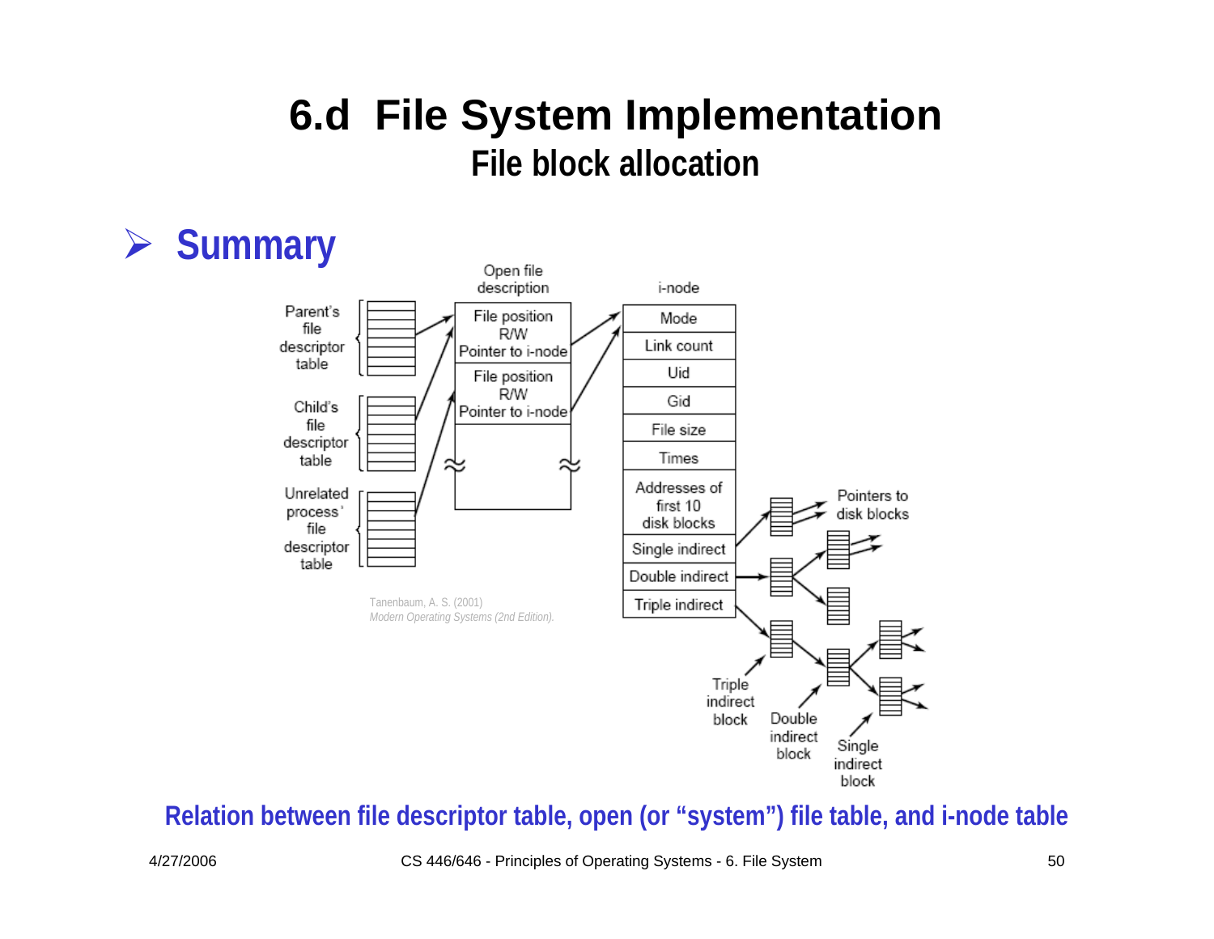# 6.d File System Implementation

## File block allocation

- **Summary**

Parent's file descriptor table

Child's file descriptor table

Unrelated process' file descriptor table

Open file description

| File position |
|---|
| R/W |
| Pointer to i-node |
| File position |
| R/W |
| Pointer to i-node |

i-node

| Mode |
|---|
| Link count |
| Uid |
| Gid |
| File size |
| Times |
| Addresses of first 10 disk blocks |
| Single indirect |
| Double indirect |
| Triple indirect |

Pointers to disk blocks

Triple indirect block

Double indirect block

Single indirect block

Tanenbaum, A. S. (2001) *Modern Operating Systems (2nd Edition).*

**Relation between file descriptor table, open (or "system") file table, and i-node table**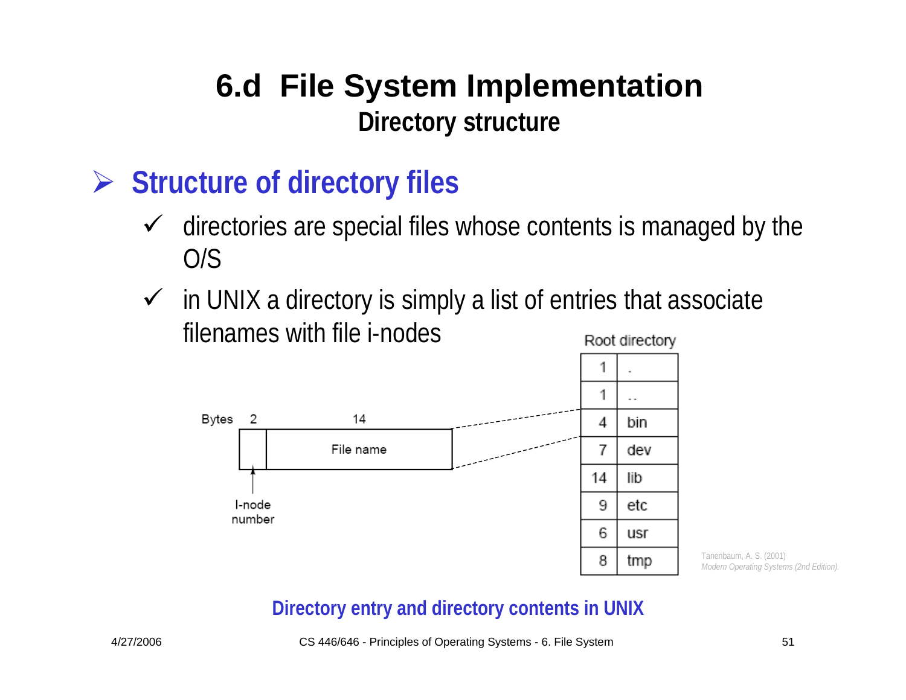# 6.d File System Implementation

## Directory structure

### Structure of directory files

- directories are special files whose contents is managed by the O/S
- in UNIX a directory is simply a list of entries that associate filenames with file i-nodes

Bytes: 2 (I-node number), 14 (File name)

Root directory

| | |
|---|---|
| 1 | . |
| 1 | .. |
| 4 | bin |
| 7 | dev |
| 14 | lib |
| 9 | etc |
| 6 | usr |
| 8 | tmp |

Tanenbaum, A. S. (2001) *Modern Operating Systems (2nd Edition).*

**Directory entry and directory contents in UNIX**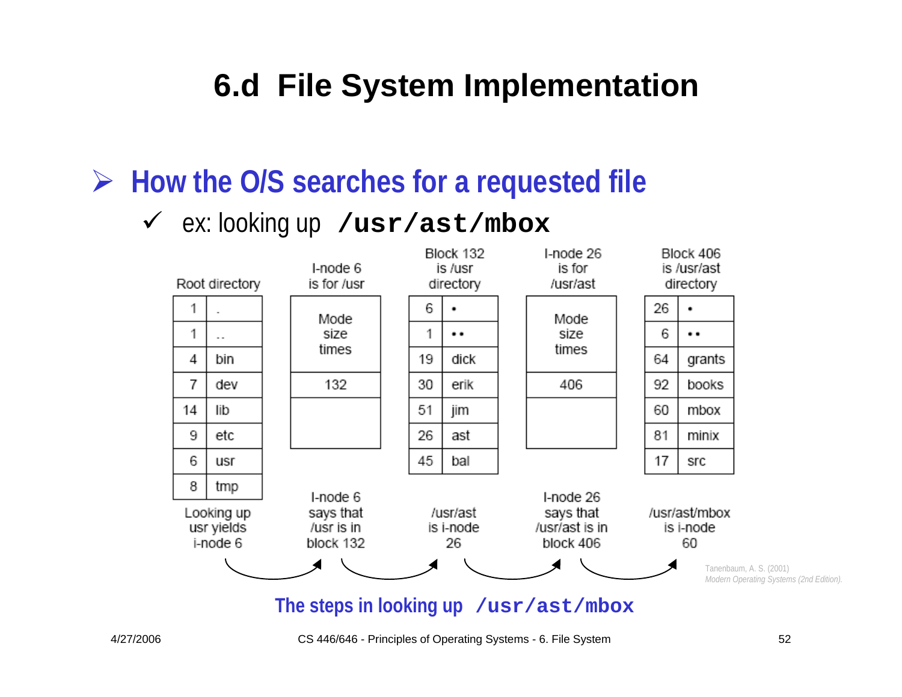# 6.d File System Implementation

- **How the O/S searches for a requested file**
  - ✓ ex: looking up **`/usr/ast/mbox`**

| Root directory | |
|---|---|
| 1 | . |
| 1 | .. |
| 4 | bin |
| 7 | dev |
| 14 | lib |
| 9 | etc |
| 6 | usr |
| 8 | tmp |

Looking up usr yields i-node 6

| I-node 6 is for /usr |
|---|
| Mode size times |
| 132 |
| |

I-node 6 says that /usr is in block 132

| Block 132 is /usr directory | |
|---|---|
| 6 | • |
| 1 | •• |
| 19 | dick |
| 30 | erik |
| 51 | jim |
| 26 | ast |
| 45 | bal |

/usr/ast is i-node 26

| I-node 26 is for /usr/ast |
|---|
| Mode size times |
| 406 |
| |

I-node 26 says that /usr/ast is in block 406

| Block 406 is /usr/ast directory | |
|---|---|
| 26 | • |
| 6 | •• |
| 64 | grants |
| 92 | books |
| 60 | mbox |
| 81 | minix |
| 17 | src |

/usr/ast/mbox is i-node 60

Tanenbaum, A. S. (2001) *Modern Operating Systems (2nd Edition).*

**The steps in looking up `/usr/ast/mbox`**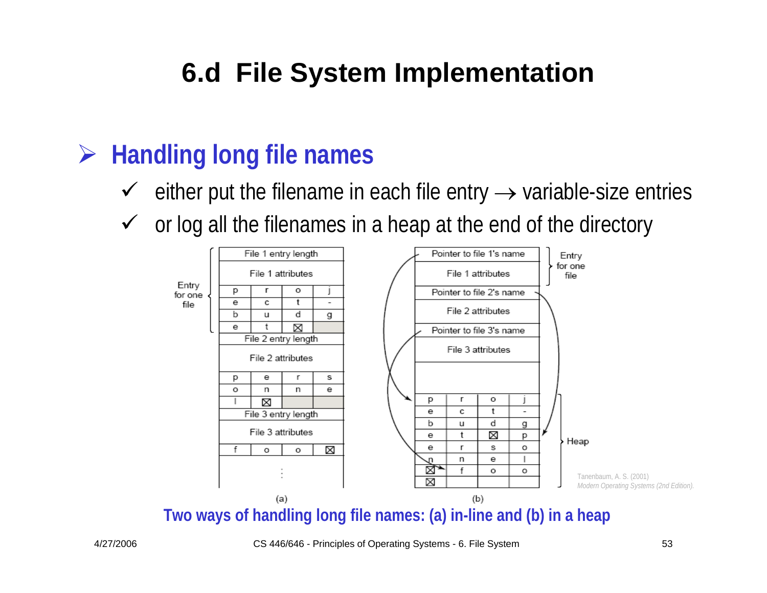# 6.d File System Implementation

## ➢ Handling long file names

- ✓ either put the filename in each file entry → variable-size entries
- ✓ or log all the filenames in a heap at the end of the directory

Tanenbaum, A. S. (2001) *Modern Operating Systems (2nd Edition).*

**Two ways of handling long file names: (a) in-line and (b) in a heap**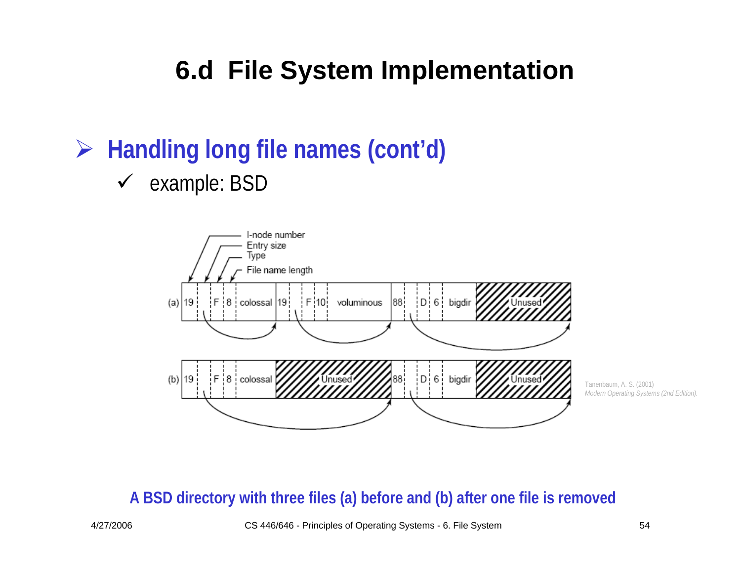# 6.d File System Implementation

- **Handling long file names (cont'd)**
  - ✓ example: BSD

I-node number
Entry size
Type
File name length

(a) 19 | | F | 8 | colossal | 19 | | F | 10 | voluminous | 88 | | D | 6 | bigdir | Unused

(b) 19 | | F | 8 | colossal | Unused | 88 | | D | 6 | bigdir | Unused

Tanenbaum, A. S. (2001)
*Modern Operating Systems (2nd Edition).*

**A BSD directory with three files (a) before and (b) after one file is removed**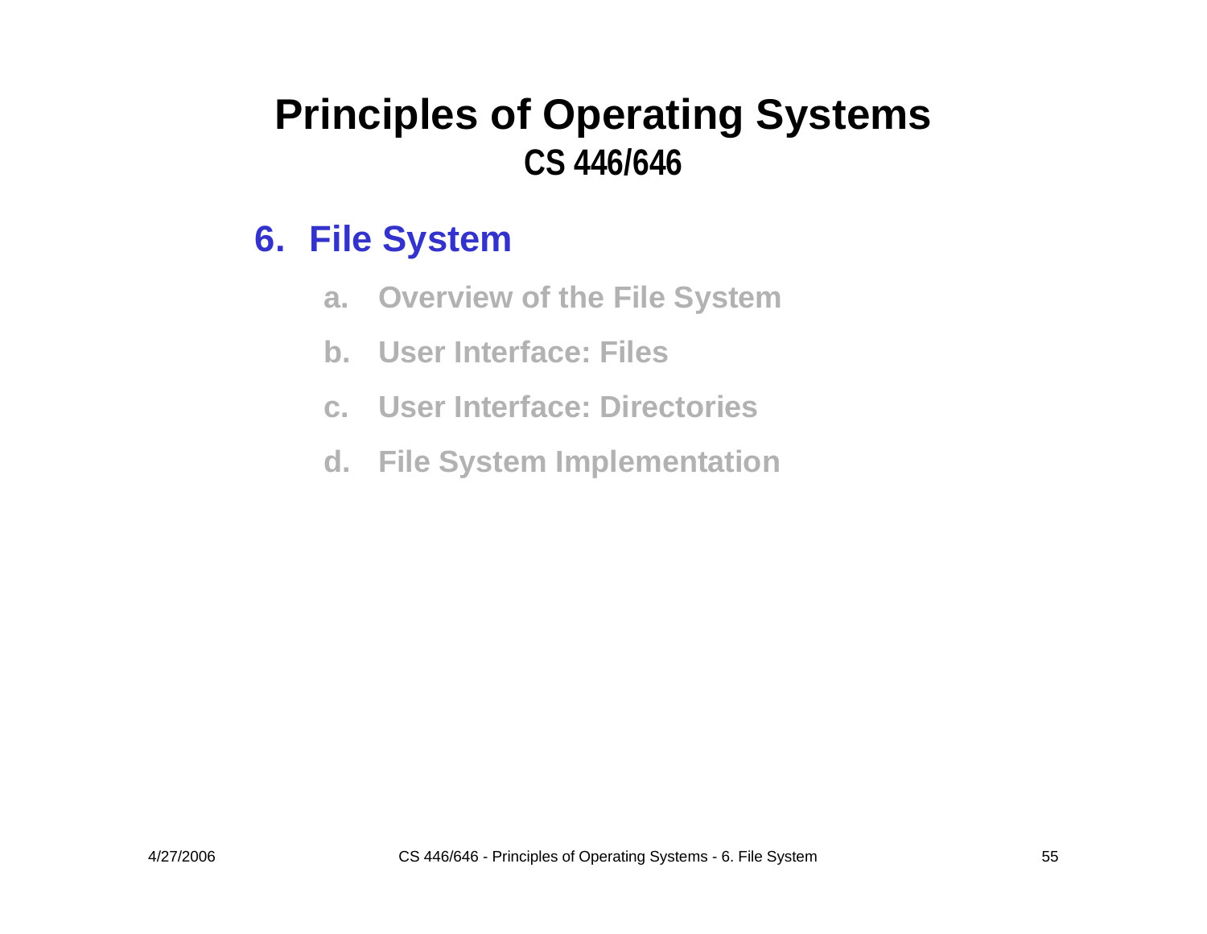# Principles of Operating Systems

## CS 446/646

### 6. File System

a. Overview of the File System

b. User Interface: Files

c. User Interface: Directories

d. File System Implementation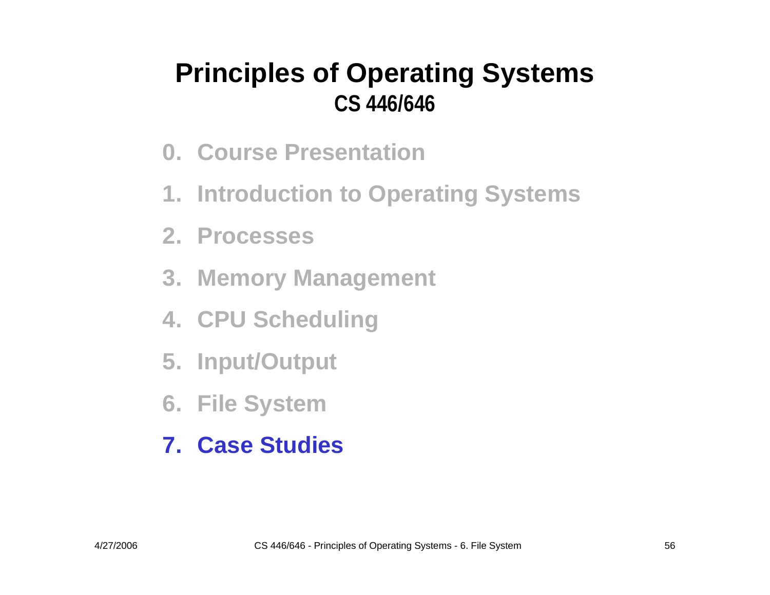# Principles of Operating Systems

## CS 446/646

0. Course Presentation
1. Introduction to Operating Systems
2. Processes
3. Memory Management
4. CPU Scheduling
5. Input/Output
6. File System
7. **Case Studies**